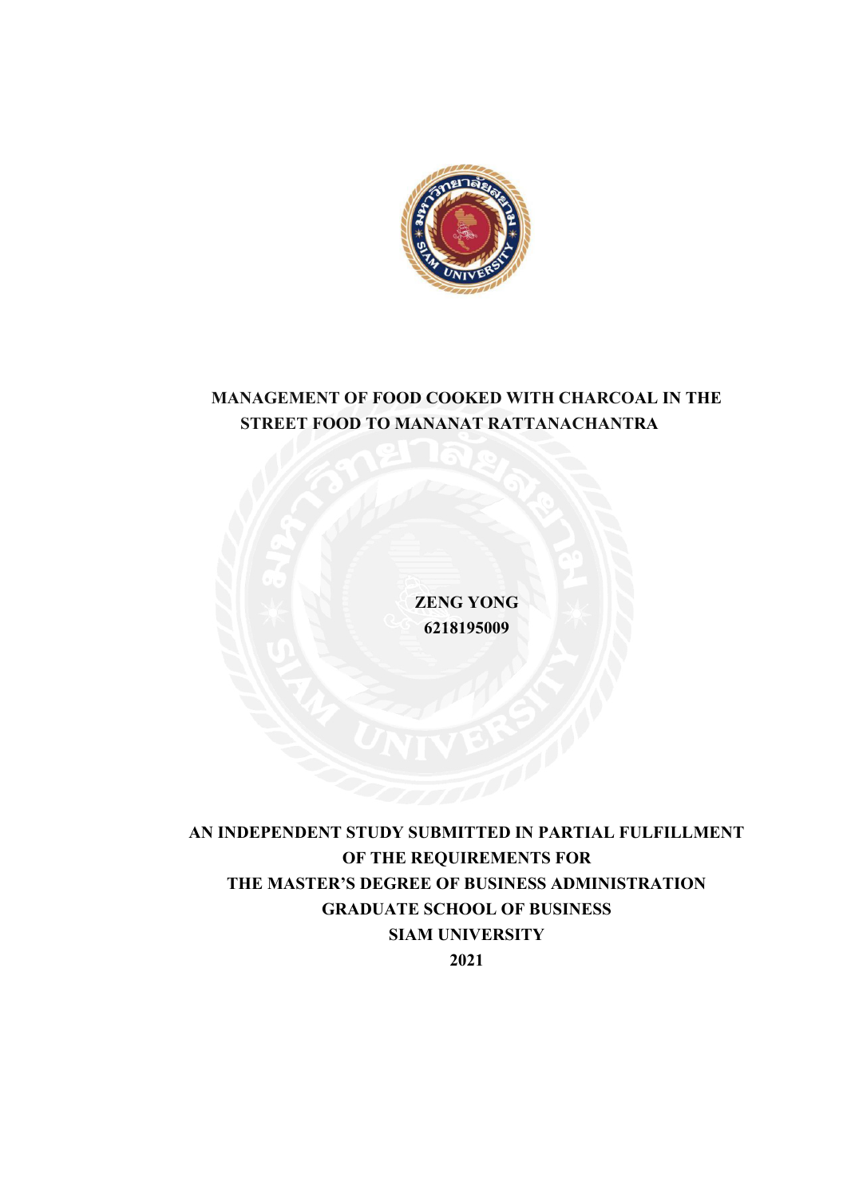# MANAGEMENT OF FOOD COOKED WITH CHARCOAL IN THE STREET FOOD TO MANANAT RATTANACHANTRA

**ZENG YONG**
**6218195009**

**AN INDEPENDENT STUDY SUBMITTED IN PARTIAL FULFILLMENT OF THE REQUIREMENTS FOR THE MASTER'S DEGREE OF BUSINESS ADMINISTRATION GRADUATE SCHOOL OF BUSINESS SIAM UNIVERSITY**

**2021**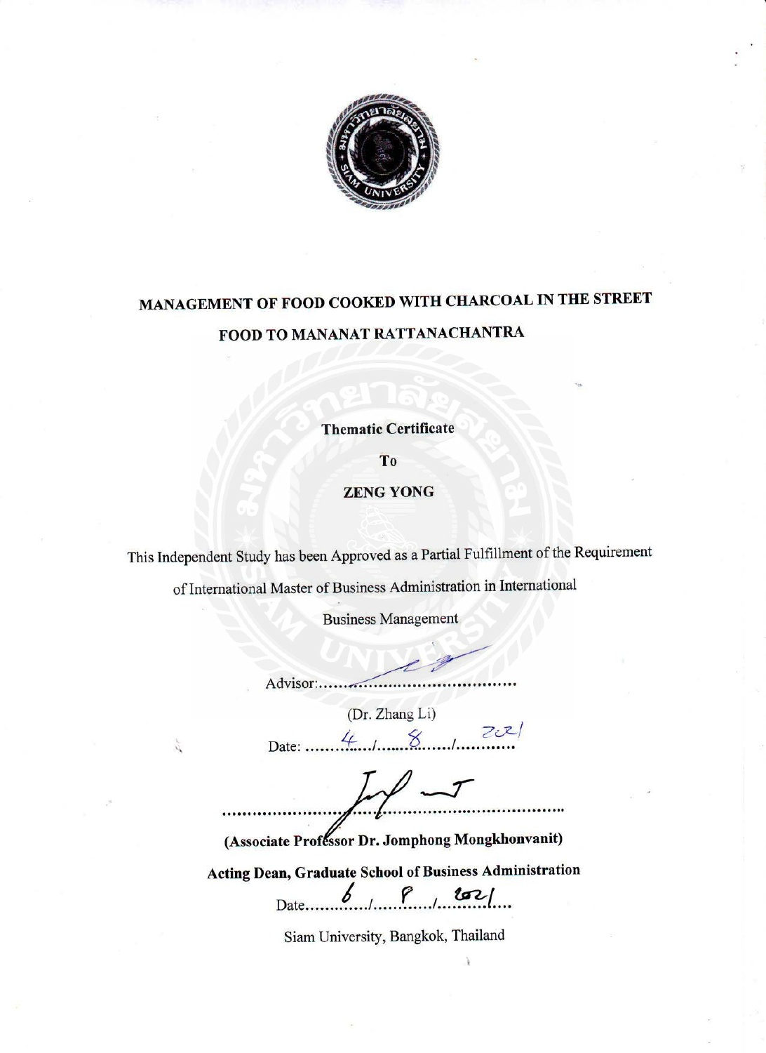**MANAGEMENT OF FOOD COOKED WITH CHARCOAL IN THE STREET FOOD TO MANANAT RATTANACHANTRA**

**Thematic Certificate**

**To**

**ZENG YONG**

This Independent Study has been Approved as a Partial Fulfillment of the Requirement of International Master of Business Administration in International Business Management

Advisor:.......................................

(Dr. Zhang Li)

Date: ....4..../....8..../....2021....

.......................................................

**(Associate Professor Dr. Jomphong Mongkhonvanit)**

**Acting Dean, Graduate School of Business Administration**

Date....6..../....8..../....2021....

Siam University, Bangkok, Thailand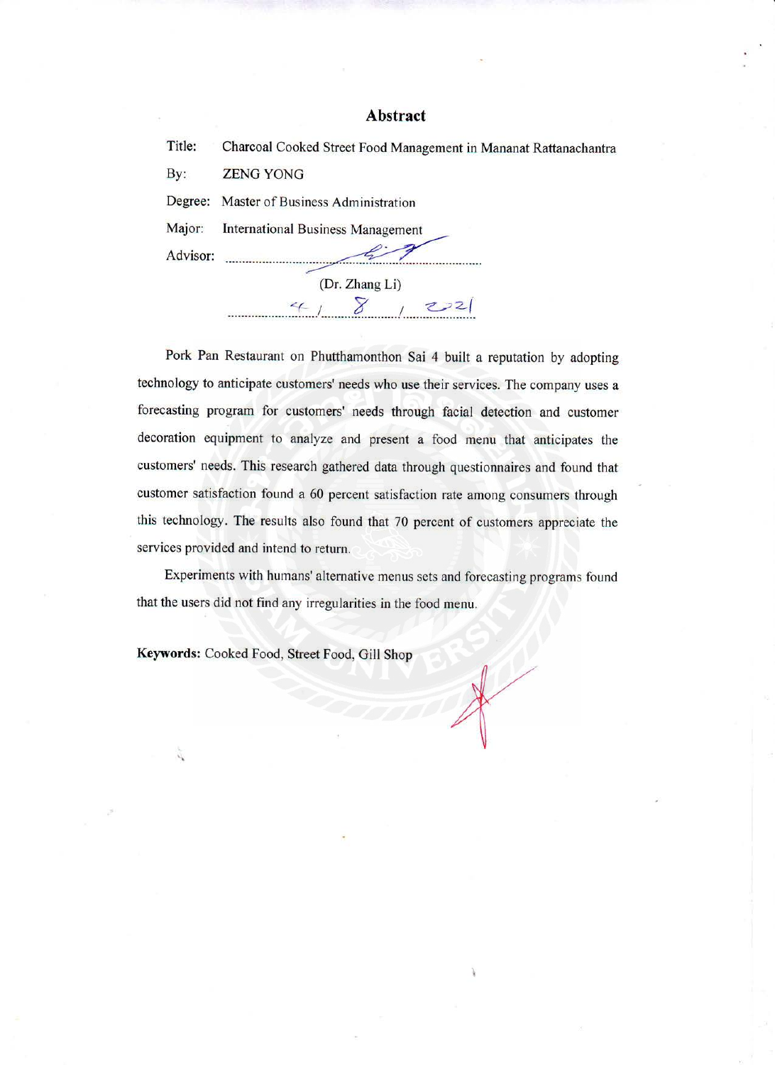# Abstract

Title: Charcoal Cooked Street Food Management in Mananat Rattanachantra

By: ZENG YONG

Degree: Master of Business Administration

Major: International Business Management

Advisor: ..........................................................

(Dr. Zhang Li)

4 / 8 / 2021

Pork Pan Restaurant on Phutthamonthon Sai 4 built a reputation by adopting technology to anticipate customers' needs who use their services. The company uses a forecasting program for customers' needs through facial detection and customer decoration equipment to analyze and present a food menu that anticipates the customers' needs. This research gathered data through questionnaires and found that customer satisfaction found a 60 percent satisfaction rate among consumers through this technology. The results also found that 70 percent of customers appreciate the services provided and intend to return.

Experiments with humans' alternative menus sets and forecasting programs found that the users did not find any irregularities in the food menu.

**Keywords:** Cooked Food, Street Food, Gill Shop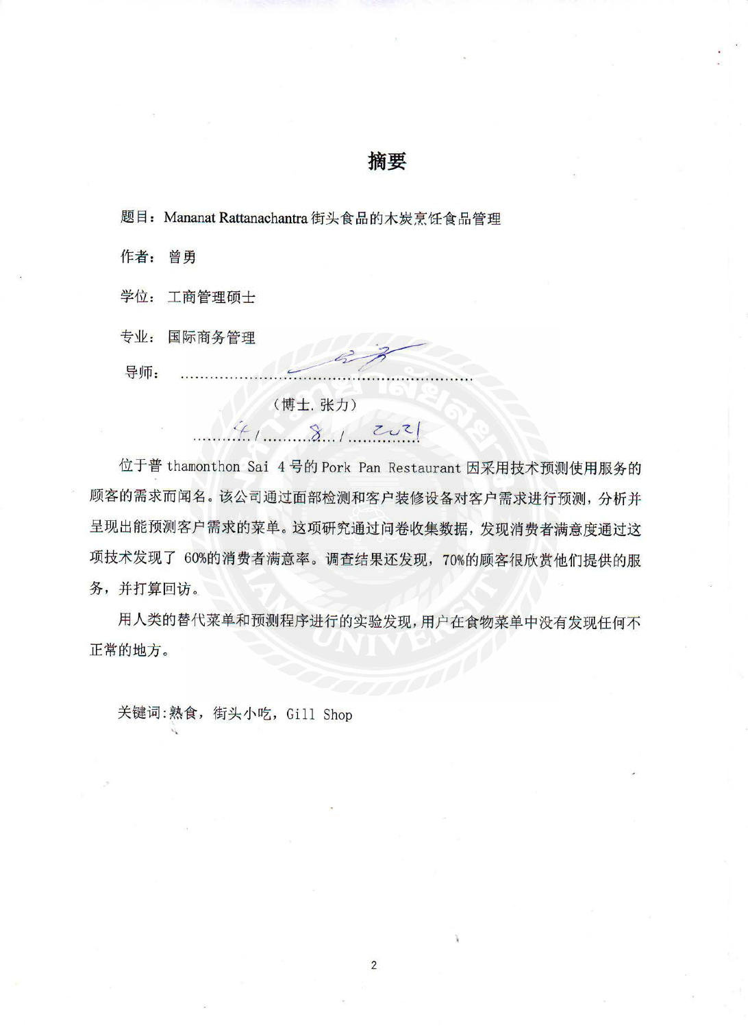# 摘要

题目：Mananat Rattanachantra 街头食品的木炭烹饪食品管理

作者：曾勇

学位：工商管理硕士

专业：国际商务管理

导师：.............................................................

（博士. 张力）

......4 /......8.../......2021

位于普 thamonthon Sai 4 号的 Pork Pan Restaurant 因采用技术预测使用服务的顾客的需求而闻名。该公司通过面部检测和客户装修设备对客户需求进行预测，分析并呈现出能预测客户需求的菜单。这项研究通过问卷收集数据，发现消费者满意度通过这项技术发现了 60%的消费者满意率。调查结果还发现，70%的顾客很欣赏他们提供的服务，并打算回访。

用人类的替代菜单和预测程序进行的实验发现，用户在食物菜单中没有发现任何不正常的地方。

关键词：熟食，街头小吃，Gill Shop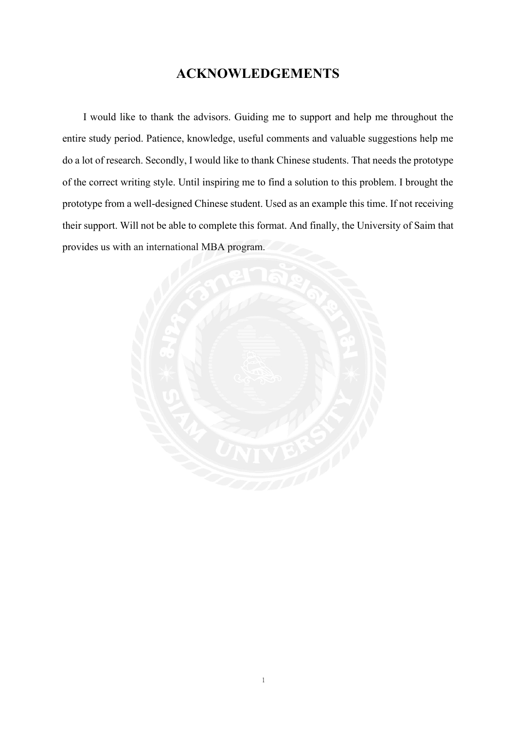# ACKNOWLEDGEMENTS

I would like to thank the advisors. Guiding me to support and help me throughout the entire study period. Patience, knowledge, useful comments and valuable suggestions help me do a lot of research. Secondly, I would like to thank Chinese students. That needs the prototype of the correct writing style. Until inspiring me to find a solution to this problem. I brought the prototype from a well-designed Chinese student. Used as an example this time. If not receiving their support. Will not be able to complete this format. And finally, the University of Saim that provides us with an international MBA program.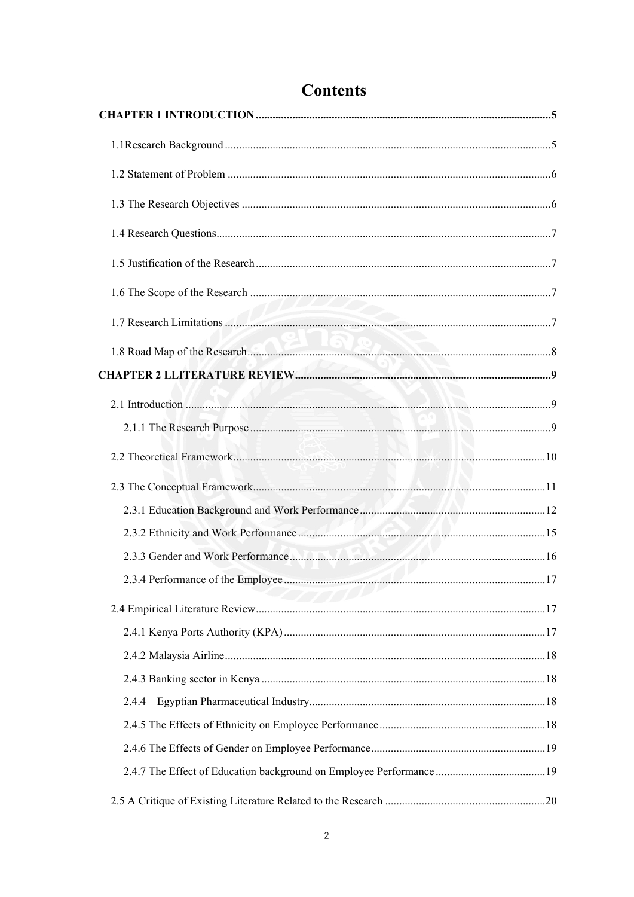# Contents

**CHAPTER 1 INTRODUCTION** .......... 5

1.1Research Background .......... 5

1.2 Statement of Problem .......... 6

1.3 The Research Objectives .......... 6

1.4 Research Questions .......... 7

1.5 Justification of the Research .......... 7

1.6 The Scope of the Research .......... 7

1.7 Research Limitations .......... 7

1.8 Road Map of the Research .......... 8

**CHAPTER 2 LLITERATURE REVIEW** .......... 9

2.1 Introduction .......... 9

2.1.1 The Research Purpose .......... 9

2.2 Theoretical Framework .......... 10

2.3 The Conceptual Framework .......... 11

2.3.1 Education Background and Work Performance .......... 12

2.3.2 Ethnicity and Work Performance .......... 15

2.3.3 Gender and Work Performance .......... 16

2.3.4 Performance of the Employee .......... 17

2.4 Empirical Literature Review .......... 17

2.4.1 Kenya Ports Authority (KPA) .......... 17

2.4.2 Malaysia Airline .......... 18

2.4.3 Banking sector in Kenya .......... 18

2.4.4 Egyptian Pharmaceutical Industry .......... 18

2.4.5 The Effects of Ethnicity on Employee Performance .......... 18

2.4.6 The Effects of Gender on Employee Performance .......... 19

2.4.7 The Effect of Education background on Employee Performance .......... 19

2.5 A Critique of Existing Literature Related to the Research .......... 20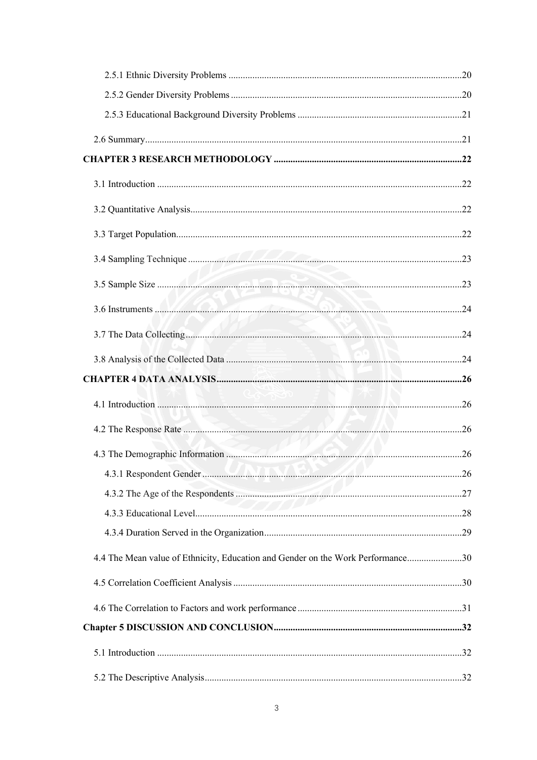2.5.1 Ethnic Diversity Problems ..... 20

2.5.2 Gender Diversity Problems ..... 20

2.5.3 Educational Background Diversity Problems ..... 21

2.6 Summary ..... 21

**CHAPTER 3 RESEARCH METHODOLOGY ..... 22**

3.1 Introduction ..... 22

3.2 Quantitative Analysis ..... 22

3.3 Target Population ..... 22

3.4 Sampling Technique ..... 23

3.5 Sample Size ..... 23

3.6 Instruments ..... 24

3.7 The Data Collecting ..... 24

3.8 Analysis of the Collected Data ..... 24

**CHAPTER 4 DATA ANALYSIS ..... 26**

4.1 Introduction ..... 26

4.2 The Response Rate ..... 26

4.3 The Demographic Information ..... 26

4.3.1 Respondent Gender ..... 26

4.3.2 The Age of the Respondents ..... 27

4.3.3 Educational Level ..... 28

4.3.4 Duration Served in the Organization ..... 29

4.4 The Mean value of Ethnicity, Education and Gender on the Work Performance ..... 30

4.5 Correlation Coefficient Analysis ..... 30

4.6 The Correlation to Factors and work performance ..... 31

**Chapter 5 DISCUSSION AND CONCLUSION ..... 32**

5.1 Introduction ..... 32

5.2 The Descriptive Analysis ..... 32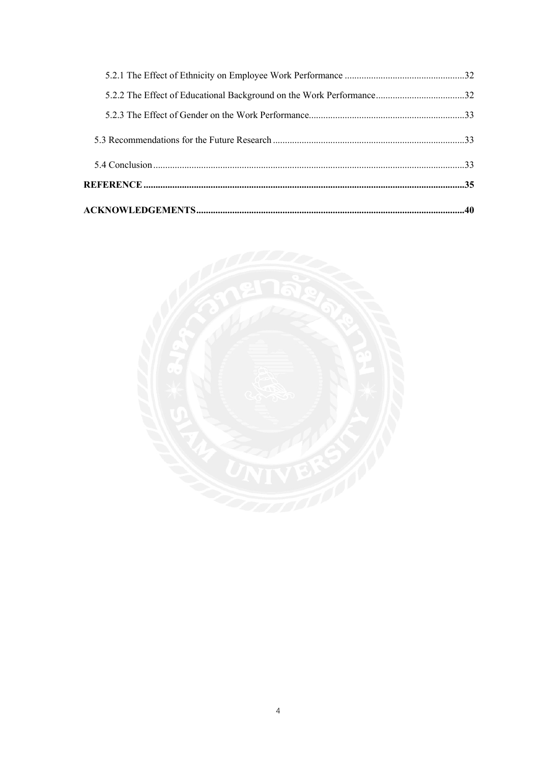5.2.1 The Effect of Ethnicity on Employee Work Performance ..................................................32

5.2.2 The Effect of Educational Background on the Work Performance.....................................32

5.2.3 The Effect of Gender on the Work Performance.................................................................33

5.3 Recommendations for the Future Research ...............................................................................33

5.4 Conclusion .................................................................................................................................33

**REFERENCE ....................................................................................................................................35**

**ACKNOWLEDGEMENTS...............................................................................................................40**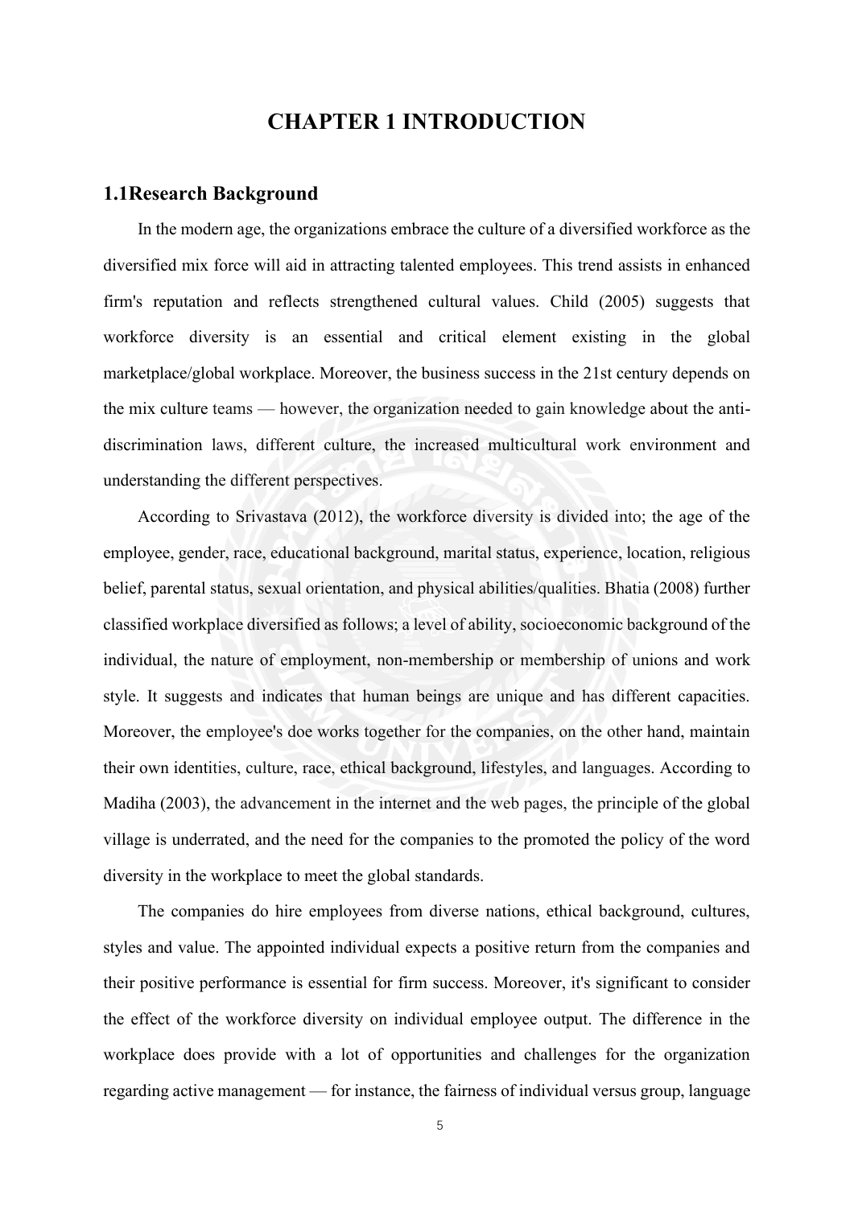# CHAPTER 1 INTRODUCTION

## 1.1Research Background

In the modern age, the organizations embrace the culture of a diversified workforce as the diversified mix force will aid in attracting talented employees. This trend assists in enhanced firm's reputation and reflects strengthened cultural values. Child (2005) suggests that workforce diversity is an essential and critical element existing in the global marketplace/global workplace. Moreover, the business success in the 21st century depends on the mix culture teams — however, the organization needed to gain knowledge about the anti-discrimination laws, different culture, the increased multicultural work environment and understanding the different perspectives.

According to Srivastava (2012), the workforce diversity is divided into; the age of the employee, gender, race, educational background, marital status, experience, location, religious belief, parental status, sexual orientation, and physical abilities/qualities. Bhatia (2008) further classified workplace diversified as follows; a level of ability, socioeconomic background of the individual, the nature of employment, non-membership or membership of unions and work style. It suggests and indicates that human beings are unique and has different capacities. Moreover, the employee's doe works together for the companies, on the other hand, maintain their own identities, culture, race, ethical background, lifestyles, and languages. According to Madiha (2003), the advancement in the internet and the web pages, the principle of the global village is underrated, and the need for the companies to the promoted the policy of the word diversity in the workplace to meet the global standards.

The companies do hire employees from diverse nations, ethical background, cultures, styles and value. The appointed individual expects a positive return from the companies and their positive performance is essential for firm success. Moreover, it's significant to consider the effect of the workforce diversity on individual employee output. The difference in the workplace does provide with a lot of opportunities and challenges for the organization regarding active management — for instance, the fairness of individual versus group, language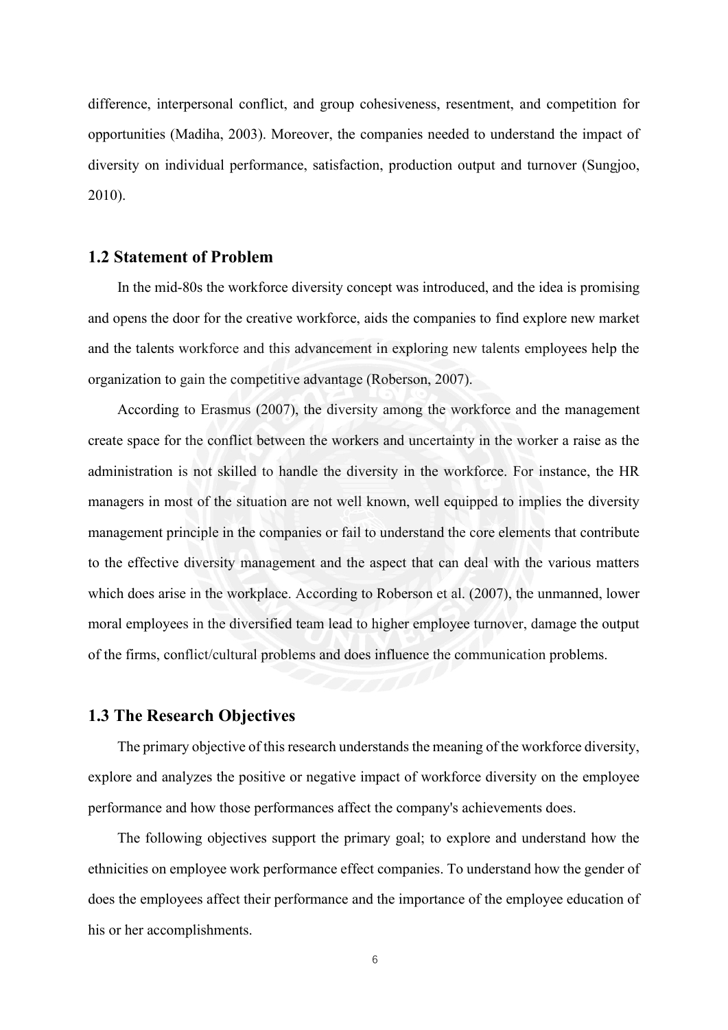difference, interpersonal conflict, and group cohesiveness, resentment, and competition for opportunities (Madiha, 2003). Moreover, the companies needed to understand the impact of diversity on individual performance, satisfaction, production output and turnover (Sungjoo, 2010).

## 1.2 Statement of Problem

In the mid-80s the workforce diversity concept was introduced, and the idea is promising and opens the door for the creative workforce, aids the companies to find explore new market and the talents workforce and this advancement in exploring new talents employees help the organization to gain the competitive advantage (Roberson, 2007).

According to Erasmus (2007), the diversity among the workforce and the management create space for the conflict between the workers and uncertainty in the worker a raise as the administration is not skilled to handle the diversity in the workforce. For instance, the HR managers in most of the situation are not well known, well equipped to implies the diversity management principle in the companies or fail to understand the core elements that contribute to the effective diversity management and the aspect that can deal with the various matters which does arise in the workplace. According to Roberson et al. (2007), the unmanned, lower moral employees in the diversified team lead to higher employee turnover, damage the output of the firms, conflict/cultural problems and does influence the communication problems.

## 1.3 The Research Objectives

The primary objective of this research understands the meaning of the workforce diversity, explore and analyzes the positive or negative impact of workforce diversity on the employee performance and how those performances affect the company's achievements does.

The following objectives support the primary goal; to explore and understand how the ethnicities on employee work performance effect companies. To understand how the gender of does the employees affect their performance and the importance of the employee education of his or her accomplishments.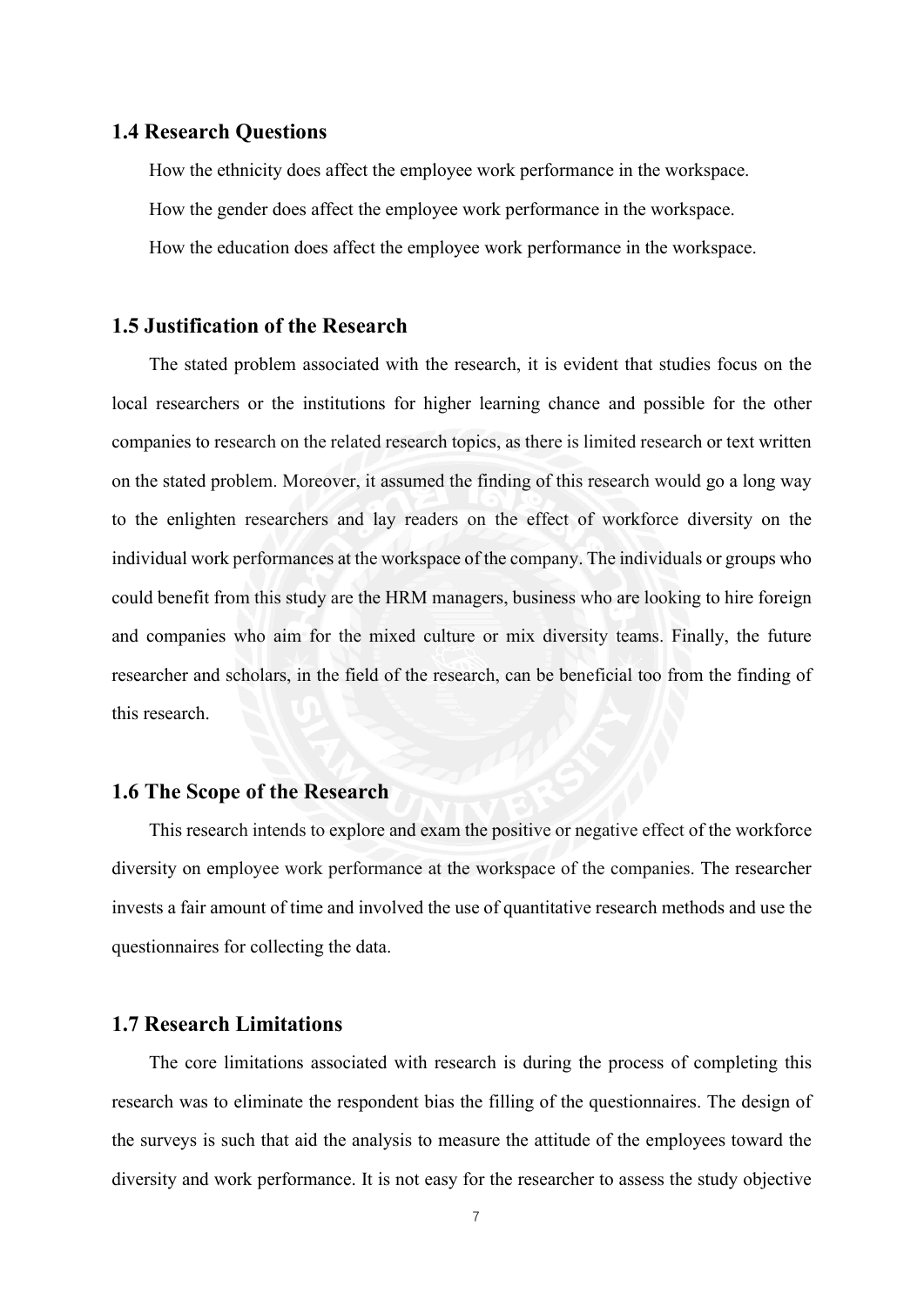## 1.4 Research Questions

How the ethnicity does affect the employee work performance in the workspace.

How the gender does affect the employee work performance in the workspace.

How the education does affect the employee work performance in the workspace.

## 1.5 Justification of the Research

The stated problem associated with the research, it is evident that studies focus on the local researchers or the institutions for higher learning chance and possible for the other companies to research on the related research topics, as there is limited research or text written on the stated problem. Moreover, it assumed the finding of this research would go a long way to the enlighten researchers and lay readers on the effect of workforce diversity on the individual work performances at the workspace of the company. The individuals or groups who could benefit from this study are the HRM managers, business who are looking to hire foreign and companies who aim for the mixed culture or mix diversity teams. Finally, the future researcher and scholars, in the field of the research, can be beneficial too from the finding of this research.

## 1.6 The Scope of the Research

This research intends to explore and exam the positive or negative effect of the workforce diversity on employee work performance at the workspace of the companies. The researcher invests a fair amount of time and involved the use of quantitative research methods and use the questionnaires for collecting the data.

## 1.7 Research Limitations

The core limitations associated with research is during the process of completing this research was to eliminate the respondent bias the filling of the questionnaires. The design of the surveys is such that aid the analysis to measure the attitude of the employees toward the diversity and work performance. It is not easy for the researcher to assess the study objective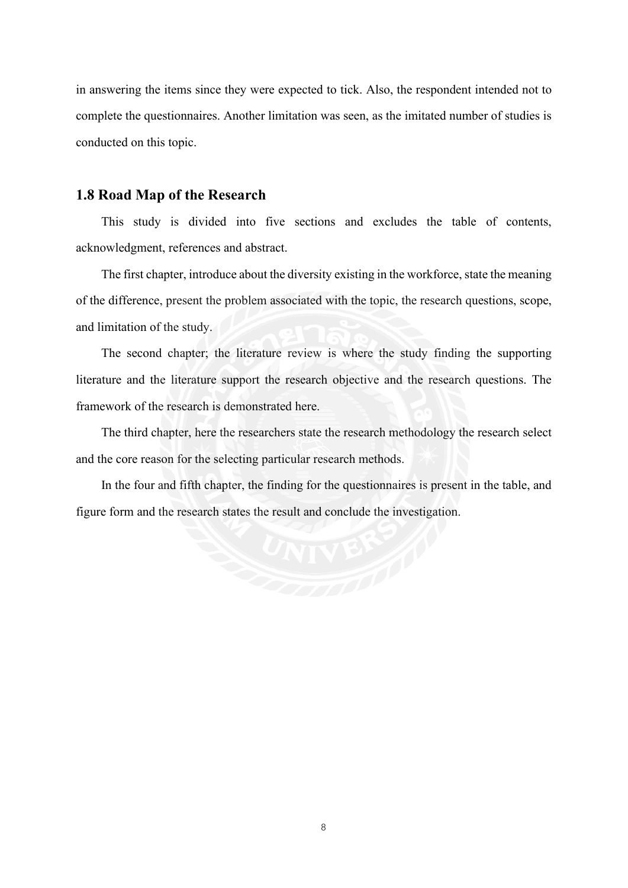in answering the items since they were expected to tick. Also, the respondent intended not to complete the questionnaires. Another limitation was seen, as the imitated number of studies is conducted on this topic.

## 1.8 Road Map of the Research

This study is divided into five sections and excludes the table of contents, acknowledgment, references and abstract.

The first chapter, introduce about the diversity existing in the workforce, state the meaning of the difference, present the problem associated with the topic, the research questions, scope, and limitation of the study.

The second chapter; the literature review is where the study finding the supporting literature and the literature support the research objective and the research questions. The framework of the research is demonstrated here.

The third chapter, here the researchers state the research methodology the research select and the core reason for the selecting particular research methods.

In the four and fifth chapter, the finding for the questionnaires is present in the table, and figure form and the research states the result and conclude the investigation.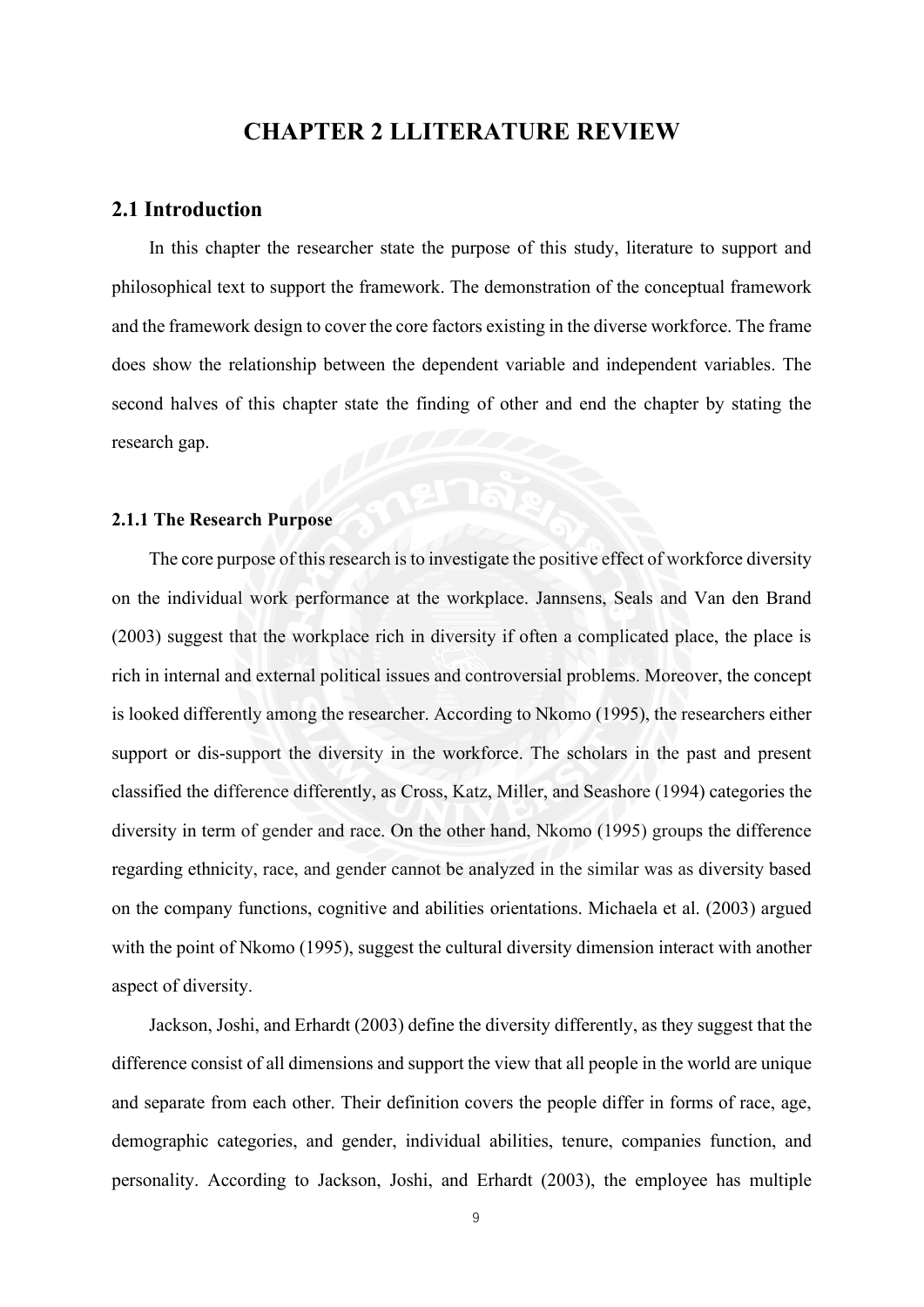# CHAPTER 2 LLITERATURE REVIEW

## 2.1 Introduction

In this chapter the researcher state the purpose of this study, literature to support and philosophical text to support the framework. The demonstration of the conceptual framework and the framework design to cover the core factors existing in the diverse workforce. The frame does show the relationship between the dependent variable and independent variables. The second halves of this chapter state the finding of other and end the chapter by stating the research gap.

### 2.1.1 The Research Purpose

The core purpose of this research is to investigate the positive effect of workforce diversity on the individual work performance at the workplace. Jannsens, Seals and Van den Brand (2003) suggest that the workplace rich in diversity if often a complicated place, the place is rich in internal and external political issues and controversial problems. Moreover, the concept is looked differently among the researcher. According to Nkomo (1995), the researchers either support or dis-support the diversity in the workforce. The scholars in the past and present classified the difference differently, as Cross, Katz, Miller, and Seashore (1994) categories the diversity in term of gender and race. On the other hand, Nkomo (1995) groups the difference regarding ethnicity, race, and gender cannot be analyzed in the similar was as diversity based on the company functions, cognitive and abilities orientations. Michaela et al. (2003) argued with the point of Nkomo (1995), suggest the cultural diversity dimension interact with another aspect of diversity.

Jackson, Joshi, and Erhardt (2003) define the diversity differently, as they suggest that the difference consist of all dimensions and support the view that all people in the world are unique and separate from each other. Their definition covers the people differ in forms of race, age, demographic categories, and gender, individual abilities, tenure, companies function, and personality. According to Jackson, Joshi, and Erhardt (2003), the employee has multiple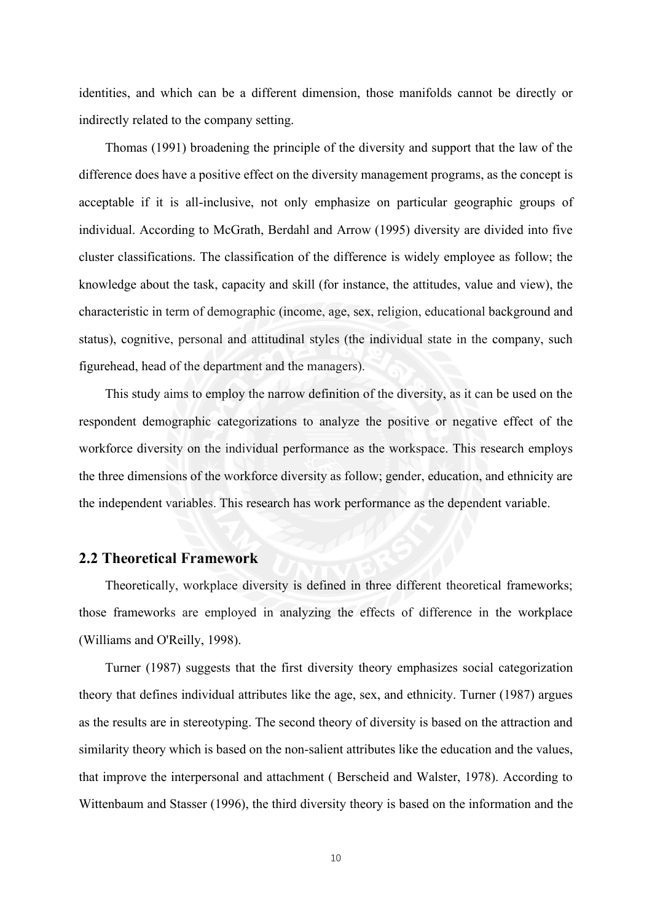identities, and which can be a different dimension, those manifolds cannot be directly or indirectly related to the company setting.

Thomas (1991) broadening the principle of the diversity and support that the law of the difference does have a positive effect on the diversity management programs, as the concept is acceptable if it is all-inclusive, not only emphasize on particular geographic groups of individual. According to McGrath, Berdahl and Arrow (1995) diversity are divided into five cluster classifications. The classification of the difference is widely employee as follow; the knowledge about the task, capacity and skill (for instance, the attitudes, value and view), the characteristic in term of demographic (income, age, sex, religion, educational background and status), cognitive, personal and attitudinal styles (the individual state in the company, such figurehead, head of the department and the managers).

This study aims to employ the narrow definition of the diversity, as it can be used on the respondent demographic categorizations to analyze the positive or negative effect of the workforce diversity on the individual performance as the workspace. This research employs the three dimensions of the workforce diversity as follow; gender, education, and ethnicity are the independent variables. This research has work performance as the dependent variable.

## 2.2 Theoretical Framework

Theoretically, workplace diversity is defined in three different theoretical frameworks; those frameworks are employed in analyzing the effects of difference in the workplace (Williams and O'Reilly, 1998).

Turner (1987) suggests that the first diversity theory emphasizes social categorization theory that defines individual attributes like the age, sex, and ethnicity. Turner (1987) argues as the results are in stereotyping. The second theory of diversity is based on the attraction and similarity theory which is based on the non-salient attributes like the education and the values, that improve the interpersonal and attachment ( Berscheid and Walster, 1978). According to Wittenbaum and Stasser (1996), the third diversity theory is based on the information and the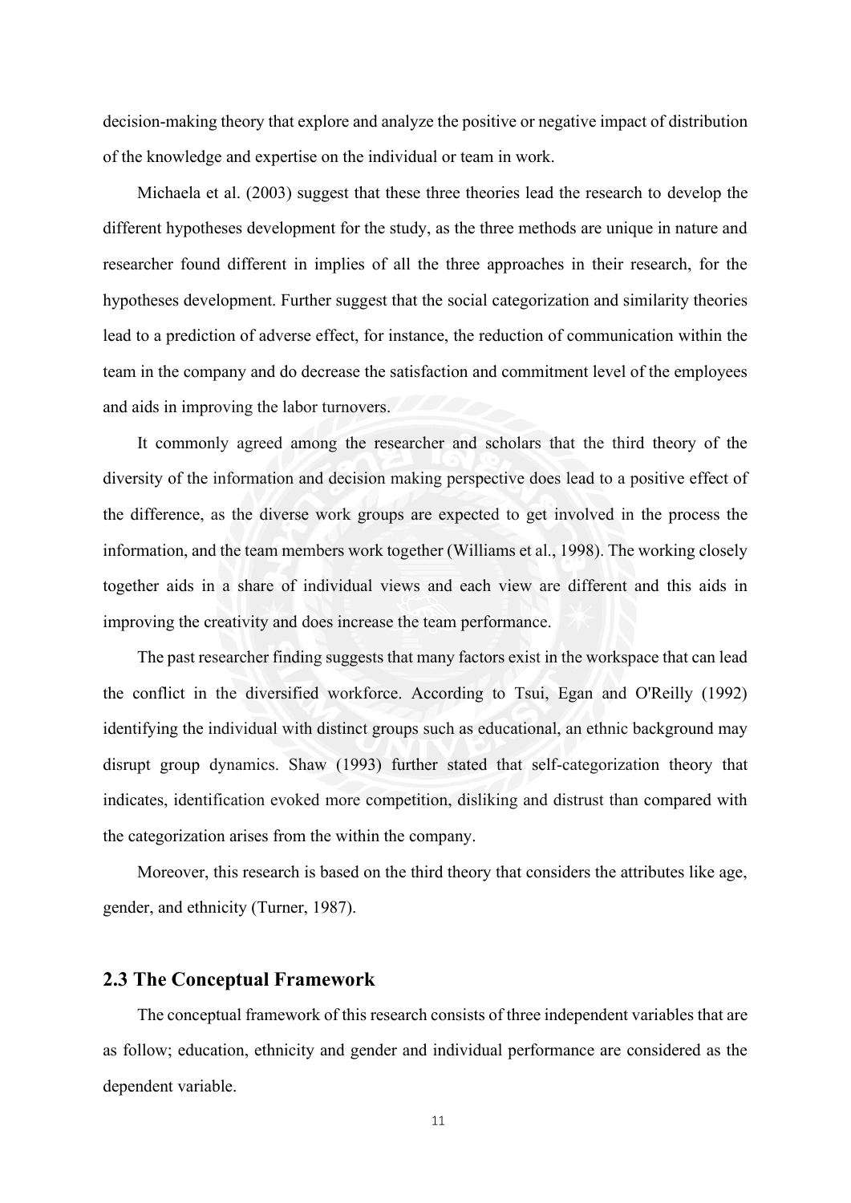decision-making theory that explore and analyze the positive or negative impact of distribution of the knowledge and expertise on the individual or team in work.

Michaela et al. (2003) suggest that these three theories lead the research to develop the different hypotheses development for the study, as the three methods are unique in nature and researcher found different in implies of all the three approaches in their research, for the hypotheses development. Further suggest that the social categorization and similarity theories lead to a prediction of adverse effect, for instance, the reduction of communication within the team in the company and do decrease the satisfaction and commitment level of the employees and aids in improving the labor turnovers.

It commonly agreed among the researcher and scholars that the third theory of the diversity of the information and decision making perspective does lead to a positive effect of the difference, as the diverse work groups are expected to get involved in the process the information, and the team members work together (Williams et al., 1998). The working closely together aids in a share of individual views and each view are different and this aids in improving the creativity and does increase the team performance.

The past researcher finding suggests that many factors exist in the workspace that can lead the conflict in the diversified workforce. According to Tsui, Egan and O'Reilly (1992) identifying the individual with distinct groups such as educational, an ethnic background may disrupt group dynamics. Shaw (1993) further stated that self-categorization theory that indicates, identification evoked more competition, disliking and distrust than compared with the categorization arises from the within the company.

Moreover, this research is based on the third theory that considers the attributes like age, gender, and ethnicity (Turner, 1987).

## 2.3 The Conceptual Framework

The conceptual framework of this research consists of three independent variables that are as follow; education, ethnicity and gender and individual performance are considered as the dependent variable.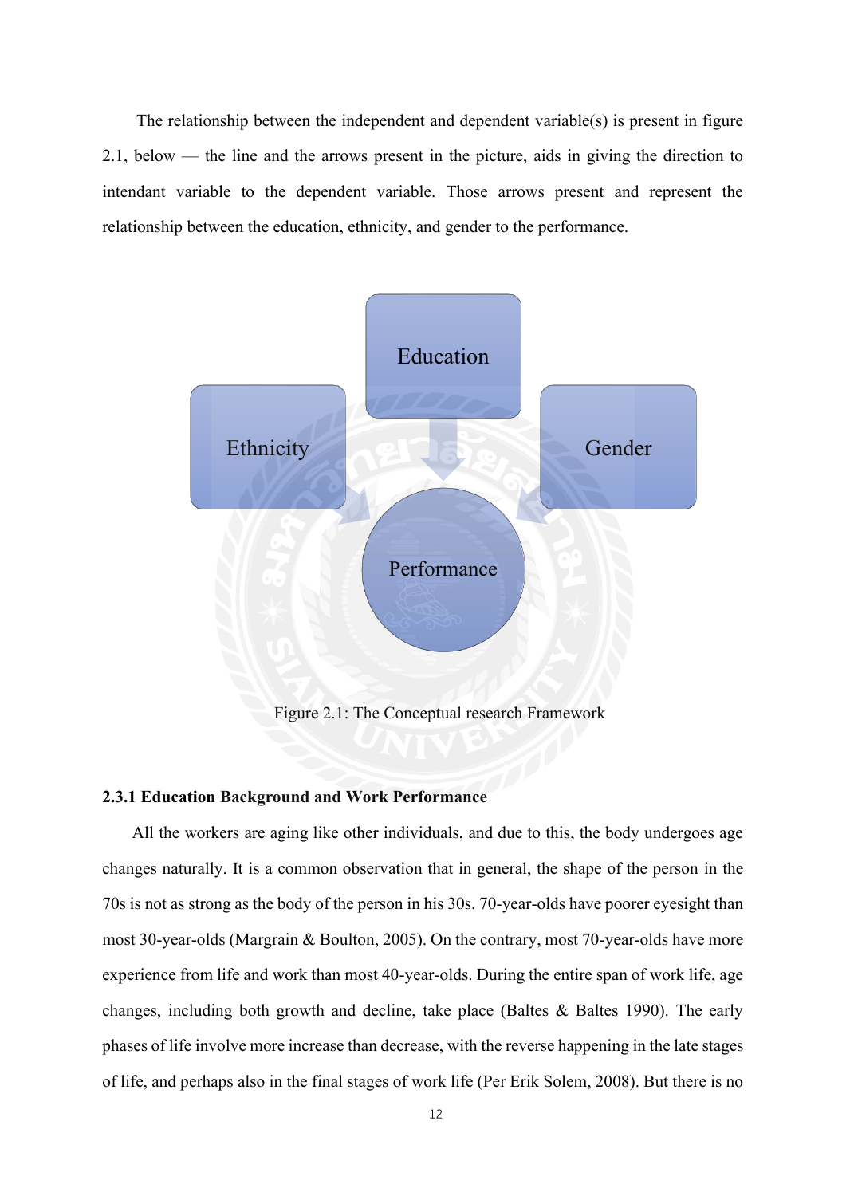The relationship between the independent and dependent variable(s) is present in figure 2.1, below — the line and the arrows present in the picture, aids in giving the direction to intendant variable to the dependent variable. Those arrows present and represent the relationship between the education, ethnicity, and gender to the performance.

Education

Ethnicity

Gender

Performance

Figure 2.1: The Conceptual research Framework

### 2.3.1 Education Background and Work Performance

All the workers are aging like other individuals, and due to this, the body undergoes age changes naturally. It is a common observation that in general, the shape of the person in the 70s is not as strong as the body of the person in his 30s. 70-year-olds have poorer eyesight than most 30-year-olds (Margrain & Boulton, 2005). On the contrary, most 70-year-olds have more experience from life and work than most 40-year-olds. During the entire span of work life, age changes, including both growth and decline, take place (Baltes & Baltes 1990). The early phases of life involve more increase than decrease, with the reverse happening in the late stages of life, and perhaps also in the final stages of work life (Per Erik Solem, 2008). But there is no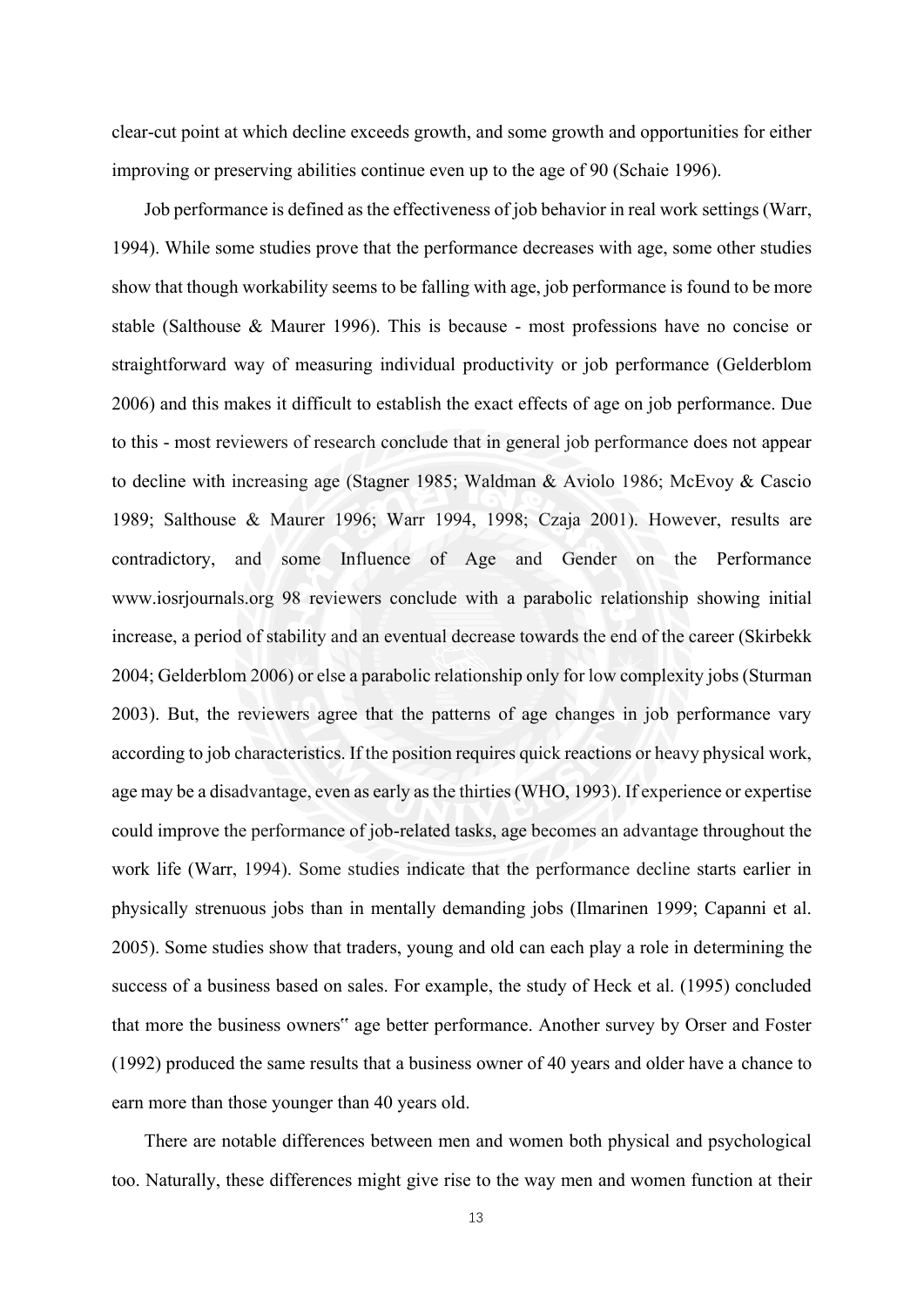clear-cut point at which decline exceeds growth, and some growth and opportunities for either improving or preserving abilities continue even up to the age of 90 (Schaie 1996).

Job performance is defined as the effectiveness of job behavior in real work settings (Warr, 1994). While some studies prove that the performance decreases with age, some other studies show that though workability seems to be falling with age, job performance is found to be more stable (Salthouse & Maurer 1996). This is because - most professions have no concise or straightforward way of measuring individual productivity or job performance (Gelderblom 2006) and this makes it difficult to establish the exact effects of age on job performance. Due to this - most reviewers of research conclude that in general job performance does not appear to decline with increasing age (Stagner 1985; Waldman & Aviolo 1986; McEvoy & Cascio 1989; Salthouse & Maurer 1996; Warr 1994, 1998; Czaja 2001). However, results are contradictory, and some Influence of Age and Gender on the Performance www.iosrjournals.org 98 reviewers conclude with a parabolic relationship showing initial increase, a period of stability and an eventual decrease towards the end of the career (Skirbekk 2004; Gelderblom 2006) or else a parabolic relationship only for low complexity jobs (Sturman 2003). But, the reviewers agree that the patterns of age changes in job performance vary according to job characteristics. If the position requires quick reactions or heavy physical work, age may be a disadvantage, even as early as the thirties (WHO, 1993). If experience or expertise could improve the performance of job-related tasks, age becomes an advantage throughout the work life (Warr, 1994). Some studies indicate that the performance decline starts earlier in physically strenuous jobs than in mentally demanding jobs (Ilmarinen 1999; Capanni et al. 2005). Some studies show that traders, young and old can each play a role in determining the success of a business based on sales. For example, the study of Heck et al. (1995) concluded that more the business owners" age better performance. Another survey by Orser and Foster (1992) produced the same results that a business owner of 40 years and older have a chance to earn more than those younger than 40 years old.

There are notable differences between men and women both physical and psychological too. Naturally, these differences might give rise to the way men and women function at their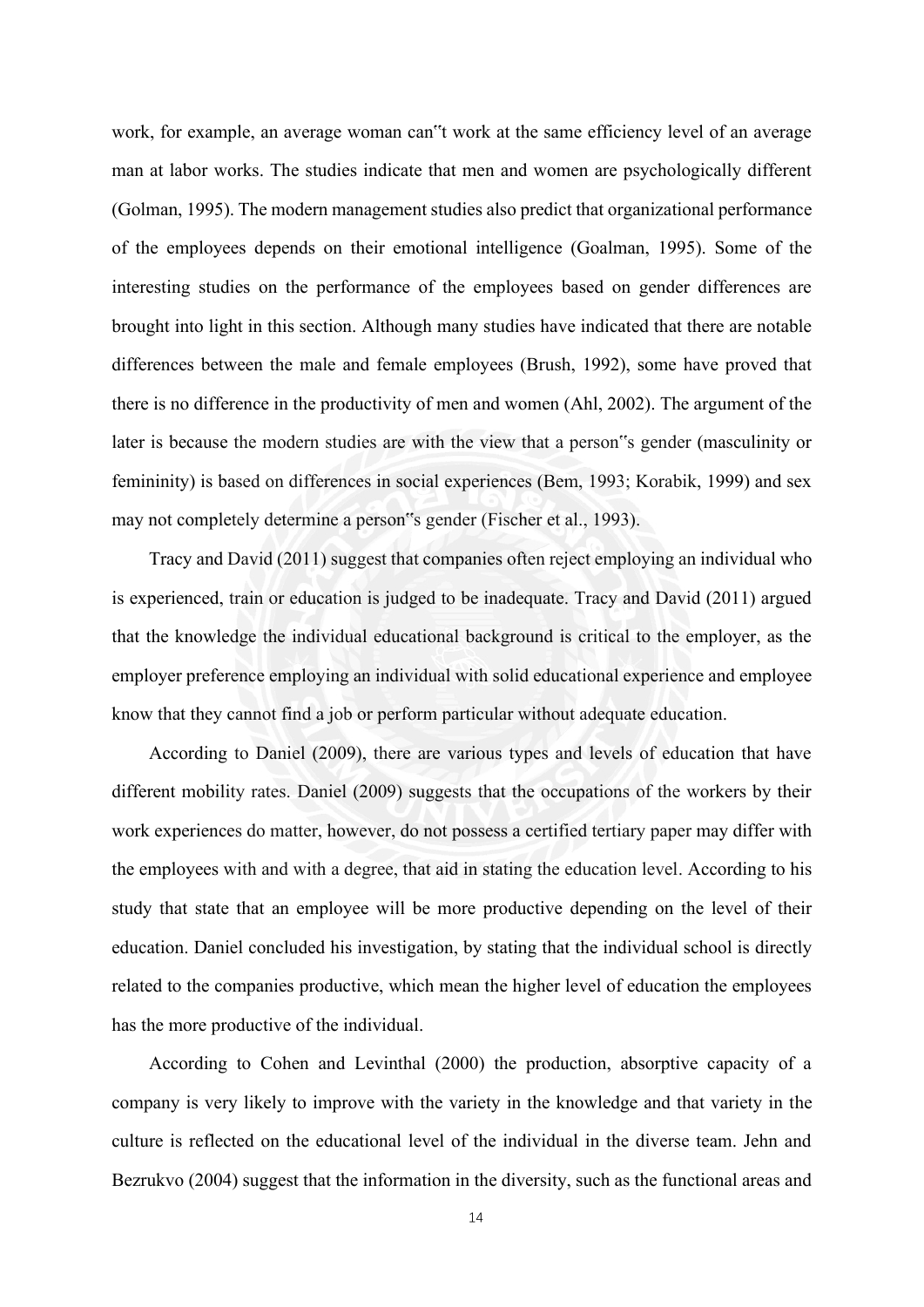work, for example, an average woman can"t work at the same efficiency level of an average man at labor works. The studies indicate that men and women are psychologically different (Golman, 1995). The modern management studies also predict that organizational performance of the employees depends on their emotional intelligence (Goalman, 1995). Some of the interesting studies on the performance of the employees based on gender differences are brought into light in this section. Although many studies have indicated that there are notable differences between the male and female employees (Brush, 1992), some have proved that there is no difference in the productivity of men and women (Ahl, 2002). The argument of the later is because the modern studies are with the view that a person"s gender (masculinity or femininity) is based on differences in social experiences (Bem, 1993; Korabik, 1999) and sex may not completely determine a person"s gender (Fischer et al., 1993).

Tracy and David (2011) suggest that companies often reject employing an individual who is experienced, train or education is judged to be inadequate. Tracy and David (2011) argued that the knowledge the individual educational background is critical to the employer, as the employer preference employing an individual with solid educational experience and employee know that they cannot find a job or perform particular without adequate education.

According to Daniel (2009), there are various types and levels of education that have different mobility rates. Daniel (2009) suggests that the occupations of the workers by their work experiences do matter, however, do not possess a certified tertiary paper may differ with the employees with and with a degree, that aid in stating the education level. According to his study that state that an employee will be more productive depending on the level of their education. Daniel concluded his investigation, by stating that the individual school is directly related to the companies productive, which mean the higher level of education the employees has the more productive of the individual.

According to Cohen and Levinthal (2000) the production, absorptive capacity of a company is very likely to improve with the variety in the knowledge and that variety in the culture is reflected on the educational level of the individual in the diverse team. Jehn and Bezrukvo (2004) suggest that the information in the diversity, such as the functional areas and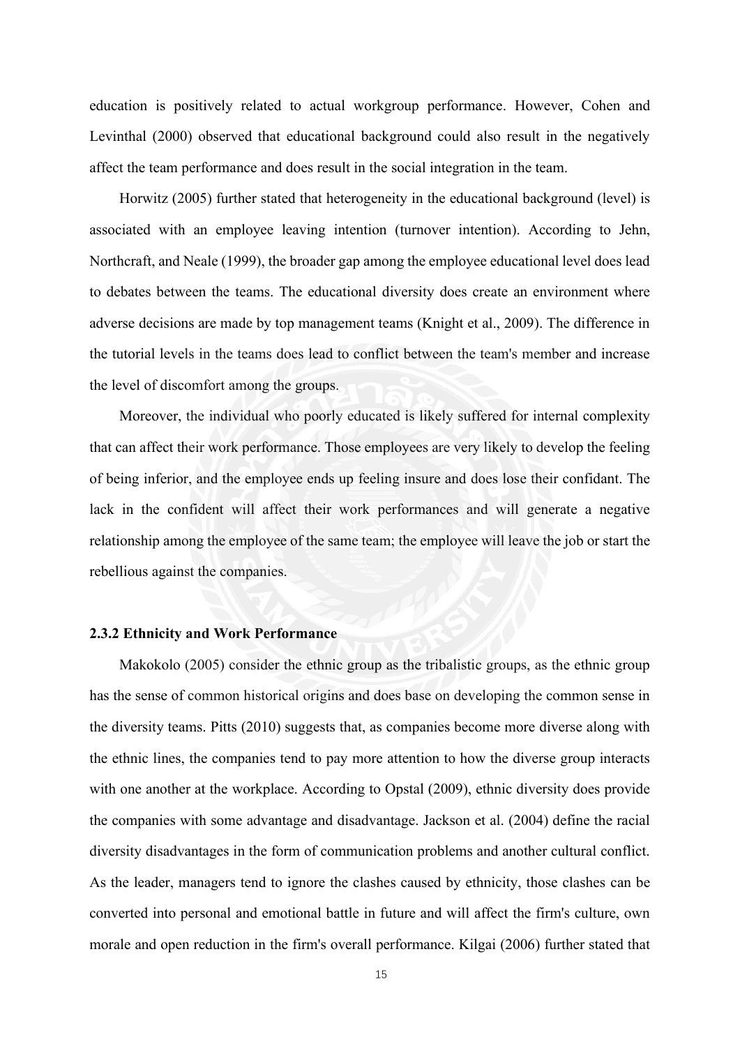education is positively related to actual workgroup performance. However, Cohen and Levinthal (2000) observed that educational background could also result in the negatively affect the team performance and does result in the social integration in the team.

Horwitz (2005) further stated that heterogeneity in the educational background (level) is associated with an employee leaving intention (turnover intention). According to Jehn, Northcraft, and Neale (1999), the broader gap among the employee educational level does lead to debates between the teams. The educational diversity does create an environment where adverse decisions are made by top management teams (Knight et al., 2009). The difference in the tutorial levels in the teams does lead to conflict between the team's member and increase the level of discomfort among the groups.

Moreover, the individual who poorly educated is likely suffered for internal complexity that can affect their work performance. Those employees are very likely to develop the feeling of being inferior, and the employee ends up feeling insure and does lose their confidant. The lack in the confident will affect their work performances and will generate a negative relationship among the employee of the same team; the employee will leave the job or start the rebellious against the companies.

### 2.3.2 Ethnicity and Work Performance

Makokolo (2005) consider the ethnic group as the tribalistic groups, as the ethnic group has the sense of common historical origins and does base on developing the common sense in the diversity teams. Pitts (2010) suggests that, as companies become more diverse along with the ethnic lines, the companies tend to pay more attention to how the diverse group interacts with one another at the workplace. According to Opstal (2009), ethnic diversity does provide the companies with some advantage and disadvantage. Jackson et al. (2004) define the racial diversity disadvantages in the form of communication problems and another cultural conflict. As the leader, managers tend to ignore the clashes caused by ethnicity, those clashes can be converted into personal and emotional battle in future and will affect the firm's culture, own morale and open reduction in the firm's overall performance. Kilgai (2006) further stated that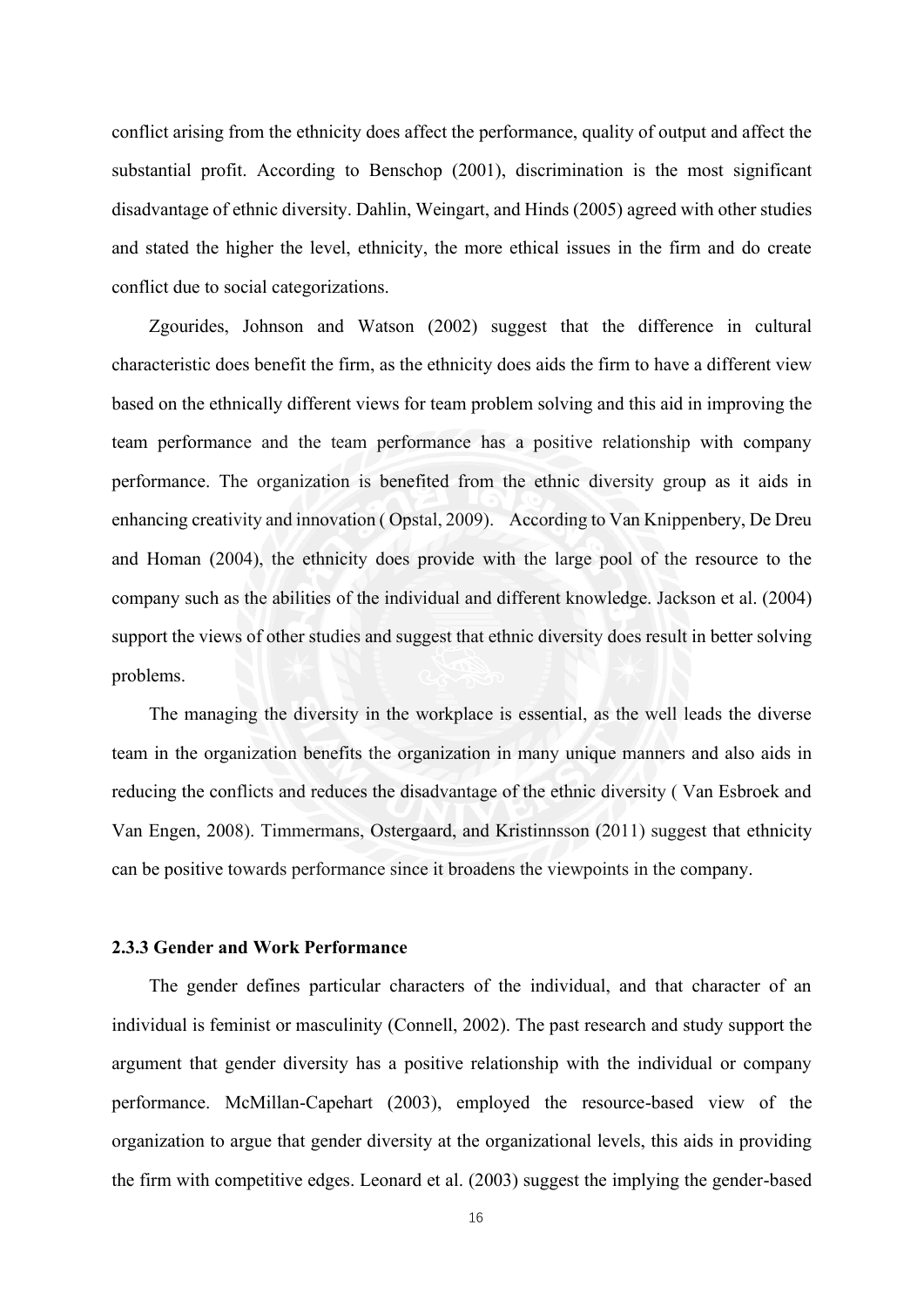conflict arising from the ethnicity does affect the performance, quality of output and affect the substantial profit. According to Benschop (2001), discrimination is the most significant disadvantage of ethnic diversity. Dahlin, Weingart, and Hinds (2005) agreed with other studies and stated the higher the level, ethnicity, the more ethical issues in the firm and do create conflict due to social categorizations.

Zgourides, Johnson and Watson (2002) suggest that the difference in cultural characteristic does benefit the firm, as the ethnicity does aids the firm to have a different view based on the ethnically different views for team problem solving and this aid in improving the team performance and the team performance has a positive relationship with company performance. The organization is benefited from the ethnic diversity group as it aids in enhancing creativity and innovation ( Opstal, 2009). According to Van Knippenbery, De Dreu and Homan (2004), the ethnicity does provide with the large pool of the resource to the company such as the abilities of the individual and different knowledge. Jackson et al. (2004) support the views of other studies and suggest that ethnic diversity does result in better solving problems.

The managing the diversity in the workplace is essential, as the well leads the diverse team in the organization benefits the organization in many unique manners and also aids in reducing the conflicts and reduces the disadvantage of the ethnic diversity ( Van Esbroek and Van Engen, 2008). Timmermans, Ostergaard, and Kristinnsson (2011) suggest that ethnicity can be positive towards performance since it broadens the viewpoints in the company.

### 2.3.3 Gender and Work Performance

The gender defines particular characters of the individual, and that character of an individual is feminist or masculinity (Connell, 2002). The past research and study support the argument that gender diversity has a positive relationship with the individual or company performance. McMillan-Capehart (2003), employed the resource-based view of the organization to argue that gender diversity at the organizational levels, this aids in providing the firm with competitive edges. Leonard et al. (2003) suggest the implying the gender-based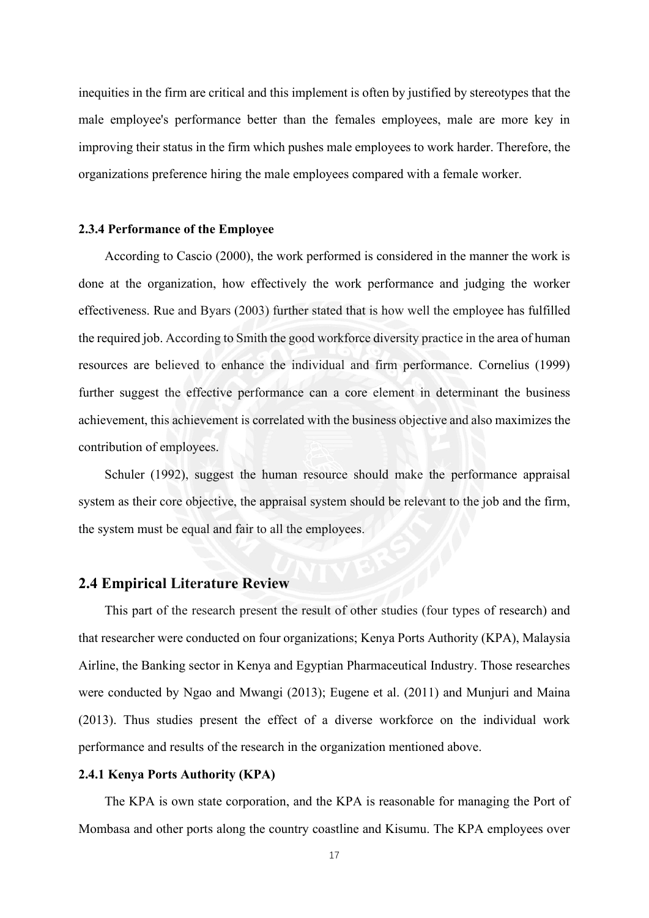inequities in the firm are critical and this implement is often by justified by stereotypes that the male employee's performance better than the females employees, male are more key in improving their status in the firm which pushes male employees to work harder. Therefore, the organizations preference hiring the male employees compared with a female worker.

#### 2.3.4 Performance of the Employee

According to Cascio (2000), the work performed is considered in the manner the work is done at the organization, how effectively the work performance and judging the worker effectiveness. Rue and Byars (2003) further stated that is how well the employee has fulfilled the required job. According to Smith the good workforce diversity practice in the area of human resources are believed to enhance the individual and firm performance. Cornelius (1999) further suggest the effective performance can a core element in determinant the business achievement, this achievement is correlated with the business objective and also maximizes the contribution of employees.

Schuler (1992), suggest the human resource should make the performance appraisal system as their core objective, the appraisal system should be relevant to the job and the firm, the system must be equal and fair to all the employees.

## 2.4 Empirical Literature Review

This part of the research present the result of other studies (four types of research) and that researcher were conducted on four organizations; Kenya Ports Authority (KPA), Malaysia Airline, the Banking sector in Kenya and Egyptian Pharmaceutical Industry. Those researches were conducted by Ngao and Mwangi (2013); Eugene et al. (2011) and Munjuri and Maina (2013). Thus studies present the effect of a diverse workforce on the individual work performance and results of the research in the organization mentioned above.

#### 2.4.1 Kenya Ports Authority (KPA)

The KPA is own state corporation, and the KPA is reasonable for managing the Port of Mombasa and other ports along the country coastline and Kisumu. The KPA employees over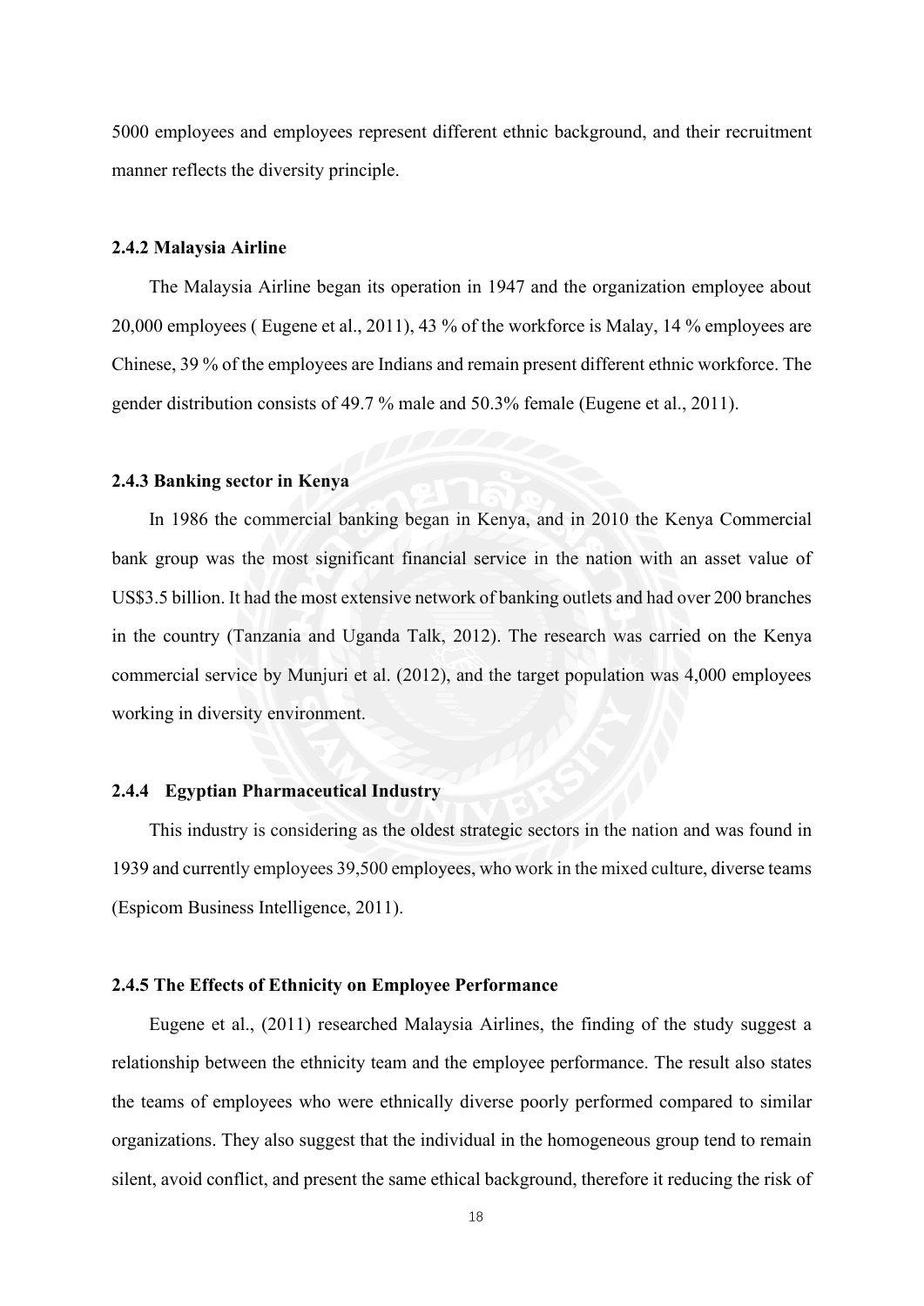5000 employees and employees represent different ethnic background, and their recruitment manner reflects the diversity principle.

### 2.4.2 Malaysia Airline

The Malaysia Airline began its operation in 1947 and the organization employee about 20,000 employees ( Eugene et al., 2011), 43 % of the workforce is Malay, 14 % employees are Chinese, 39 % of the employees are Indians and remain present different ethnic workforce. The gender distribution consists of 49.7 % male and 50.3% female (Eugene et al., 2011).

### 2.4.3 Banking sector in Kenya

In 1986 the commercial banking began in Kenya, and in 2010 the Kenya Commercial bank group was the most significant financial service in the nation with an asset value of US$3.5 billion. It had the most extensive network of banking outlets and had over 200 branches in the country (Tanzania and Uganda Talk, 2012). The research was carried on the Kenya commercial service by Munjuri et al. (2012), and the target population was 4,000 employees working in diversity environment.

### 2.4.4 Egyptian Pharmaceutical Industry

This industry is considering as the oldest strategic sectors in the nation and was found in 1939 and currently employees 39,500 employees, who work in the mixed culture, diverse teams (Espicom Business Intelligence, 2011).

### 2.4.5 The Effects of Ethnicity on Employee Performance

Eugene et al., (2011) researched Malaysia Airlines, the finding of the study suggest a relationship between the ethnicity team and the employee performance. The result also states the teams of employees who were ethnically diverse poorly performed compared to similar organizations. They also suggest that the individual in the homogeneous group tend to remain silent, avoid conflict, and present the same ethical background, therefore it reducing the risk of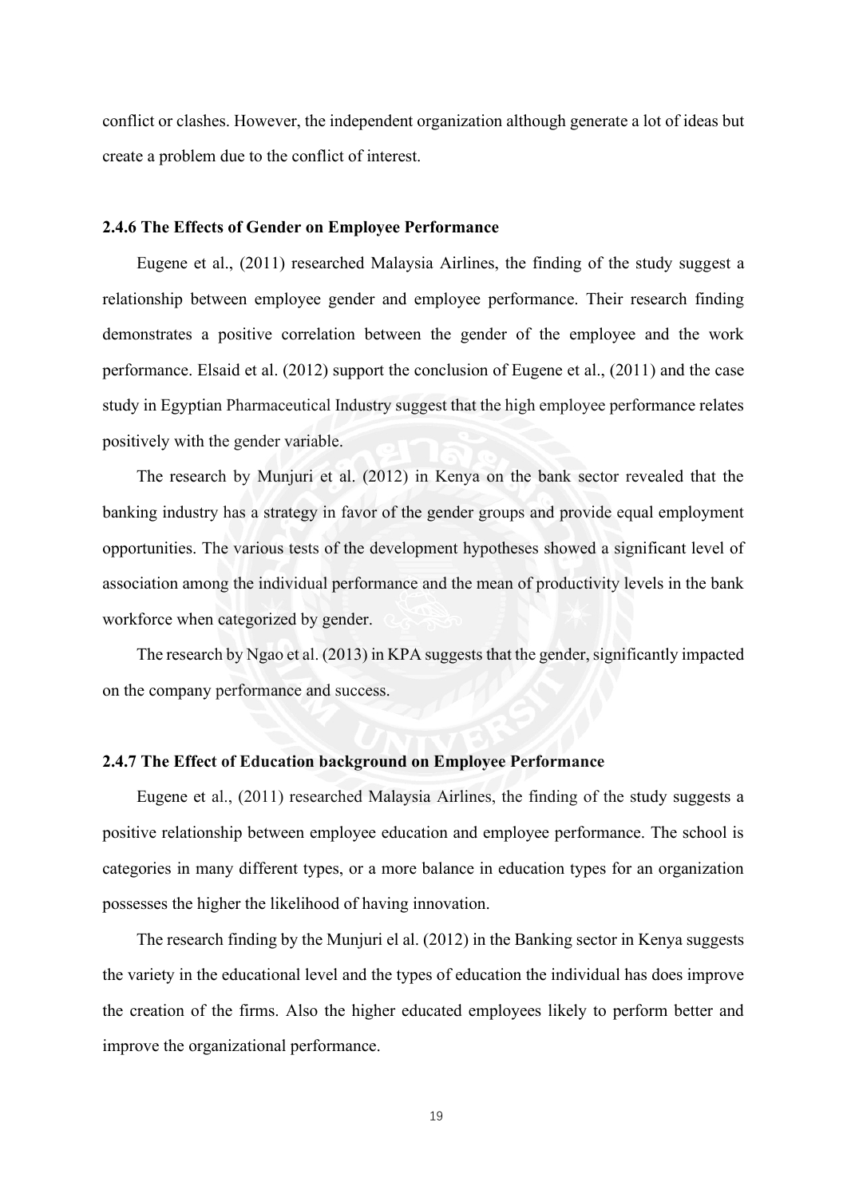conflict or clashes. However, the independent organization although generate a lot of ideas but create a problem due to the conflict of interest.

### 2.4.6 The Effects of Gender on Employee Performance

Eugene et al., (2011) researched Malaysia Airlines, the finding of the study suggest a relationship between employee gender and employee performance. Their research finding demonstrates a positive correlation between the gender of the employee and the work performance. Elsaid et al. (2012) support the conclusion of Eugene et al., (2011) and the case study in Egyptian Pharmaceutical Industry suggest that the high employee performance relates positively with the gender variable.

The research by Munjuri et al. (2012) in Kenya on the bank sector revealed that the banking industry has a strategy in favor of the gender groups and provide equal employment opportunities. The various tests of the development hypotheses showed a significant level of association among the individual performance and the mean of productivity levels in the bank workforce when categorized by gender.

The research by Ngao et al. (2013) in KPA suggests that the gender, significantly impacted on the company performance and success.

### 2.4.7 The Effect of Education background on Employee Performance

Eugene et al., (2011) researched Malaysia Airlines, the finding of the study suggests a positive relationship between employee education and employee performance. The school is categories in many different types, or a more balance in education types for an organization possesses the higher the likelihood of having innovation.

The research finding by the Munjuri el al. (2012) in the Banking sector in Kenya suggests the variety in the educational level and the types of education the individual has does improve the creation of the firms. Also the higher educated employees likely to perform better and improve the organizational performance.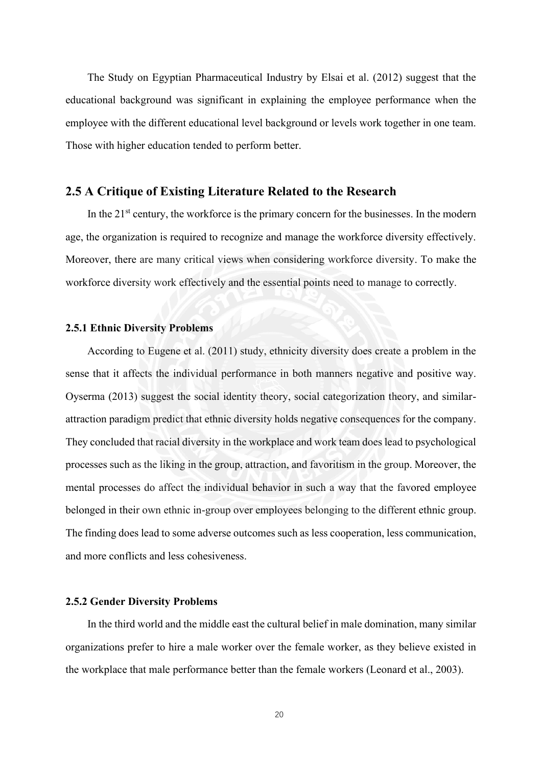The Study on Egyptian Pharmaceutical Industry by Elsai et al. (2012) suggest that the educational background was significant in explaining the employee performance when the employee with the different educational level background or levels work together in one team. Those with higher education tended to perform better.

## 2.5 A Critique of Existing Literature Related to the Research

In the 21st century, the workforce is the primary concern for the businesses. In the modern age, the organization is required to recognize and manage the workforce diversity effectively. Moreover, there are many critical views when considering workforce diversity. To make the workforce diversity work effectively and the essential points need to manage to correctly.

### 2.5.1 Ethnic Diversity Problems

According to Eugene et al. (2011) study, ethnicity diversity does create a problem in the sense that it affects the individual performance in both manners negative and positive way. Oyserma (2013) suggest the social identity theory, social categorization theory, and similar-attraction paradigm predict that ethnic diversity holds negative consequences for the company. They concluded that racial diversity in the workplace and work team does lead to psychological processes such as the liking in the group, attraction, and favoritism in the group. Moreover, the mental processes do affect the individual behavior in such a way that the favored employee belonged in their own ethnic in-group over employees belonging to the different ethnic group. The finding does lead to some adverse outcomes such as less cooperation, less communication, and more conflicts and less cohesiveness.

### 2.5.2 Gender Diversity Problems

In the third world and the middle east the cultural belief in male domination, many similar organizations prefer to hire a male worker over the female worker, as they believe existed in the workplace that male performance better than the female workers (Leonard et al., 2003).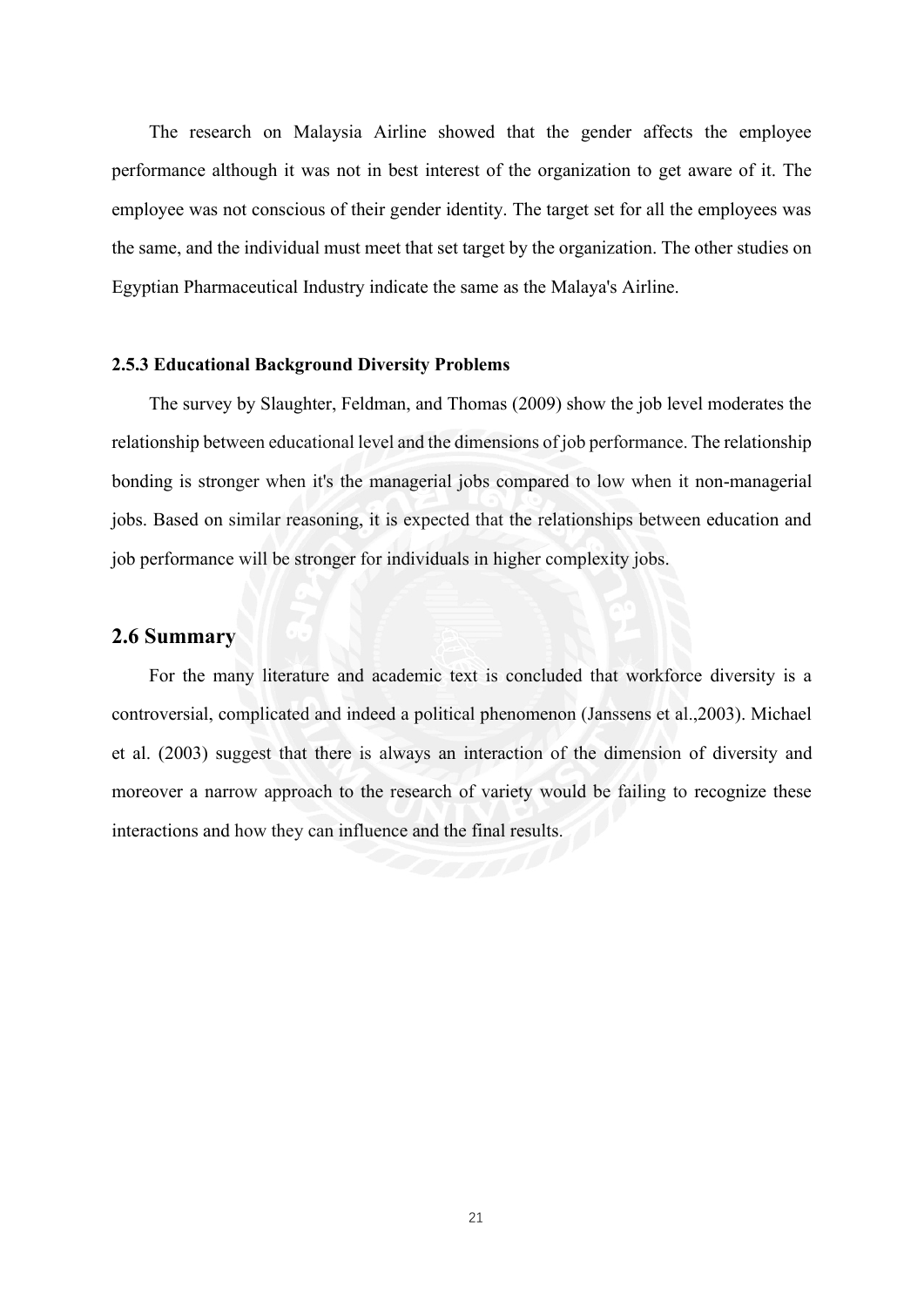The research on Malaysia Airline showed that the gender affects the employee performance although it was not in best interest of the organization to get aware of it. The employee was not conscious of their gender identity. The target set for all the employees was the same, and the individual must meet that set target by the organization. The other studies on Egyptian Pharmaceutical Industry indicate the same as the Malaya's Airline.

### 2.5.3 Educational Background Diversity Problems

The survey by Slaughter, Feldman, and Thomas (2009) show the job level moderates the relationship between educational level and the dimensions of job performance. The relationship bonding is stronger when it's the managerial jobs compared to low when it non-managerial jobs. Based on similar reasoning, it is expected that the relationships between education and job performance will be stronger for individuals in higher complexity jobs.

## 2.6 Summary

For the many literature and academic text is concluded that workforce diversity is a controversial, complicated and indeed a political phenomenon (Janssens et al.,2003). Michael et al. (2003) suggest that there is always an interaction of the dimension of diversity and moreover a narrow approach to the research of variety would be failing to recognize these interactions and how they can influence and the final results.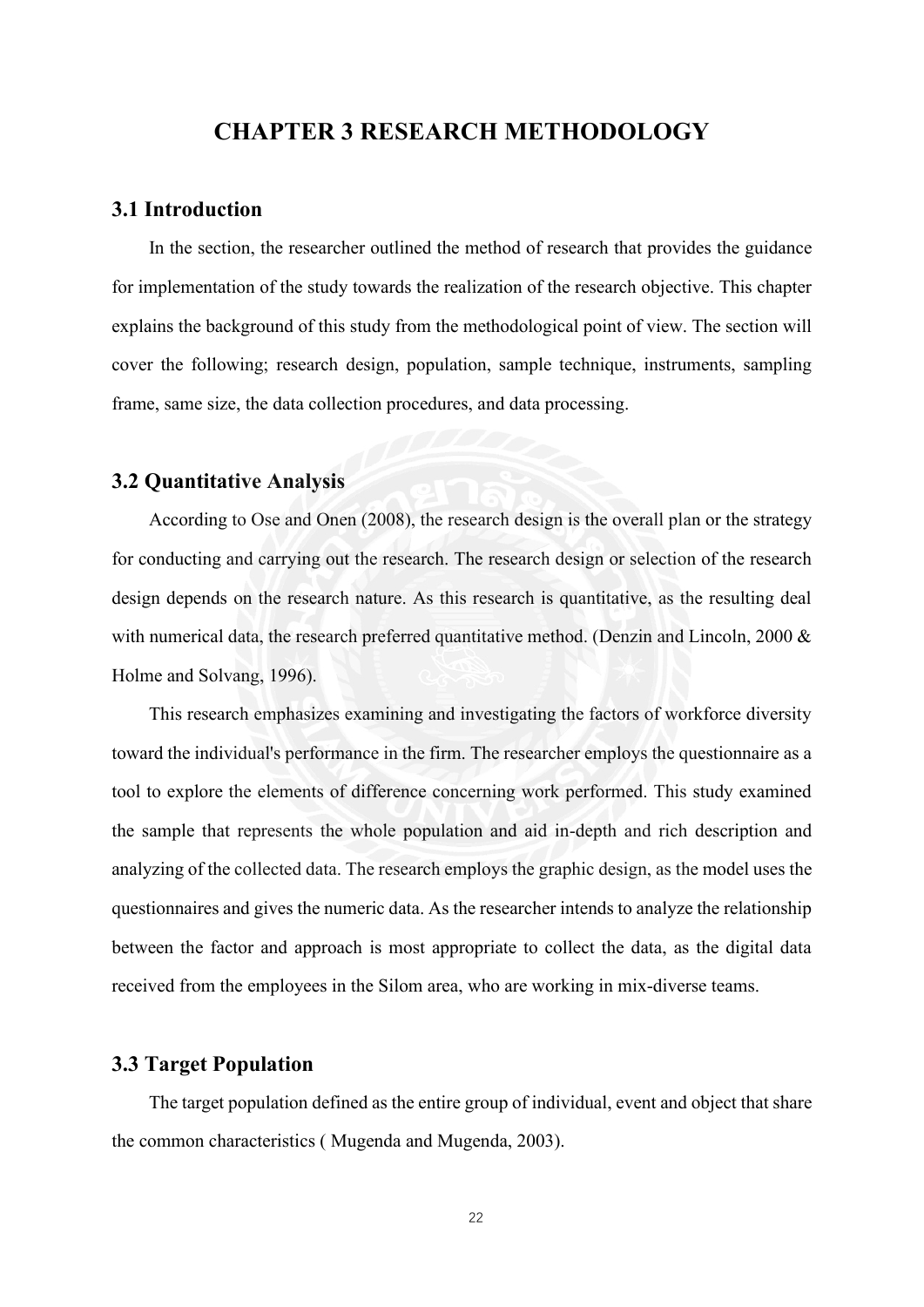# CHAPTER 3 RESEARCH METHODOLOGY

## 3.1 Introduction

In the section, the researcher outlined the method of research that provides the guidance for implementation of the study towards the realization of the research objective. This chapter explains the background of this study from the methodological point of view. The section will cover the following; research design, population, sample technique, instruments, sampling frame, same size, the data collection procedures, and data processing.

## 3.2 Quantitative Analysis

According to Ose and Onen (2008), the research design is the overall plan or the strategy for conducting and carrying out the research. The research design or selection of the research design depends on the research nature. As this research is quantitative, as the resulting deal with numerical data, the research preferred quantitative method. (Denzin and Lincoln, 2000 & Holme and Solvang, 1996).

This research emphasizes examining and investigating the factors of workforce diversity toward the individual's performance in the firm. The researcher employs the questionnaire as a tool to explore the elements of difference concerning work performed. This study examined the sample that represents the whole population and aid in-depth and rich description and analyzing of the collected data. The research employs the graphic design, as the model uses the questionnaires and gives the numeric data. As the researcher intends to analyze the relationship between the factor and approach is most appropriate to collect the data, as the digital data received from the employees in the Silom area, who are working in mix-diverse teams.

## 3.3 Target Population

The target population defined as the entire group of individual, event and object that share the common characteristics ( Mugenda and Mugenda, 2003).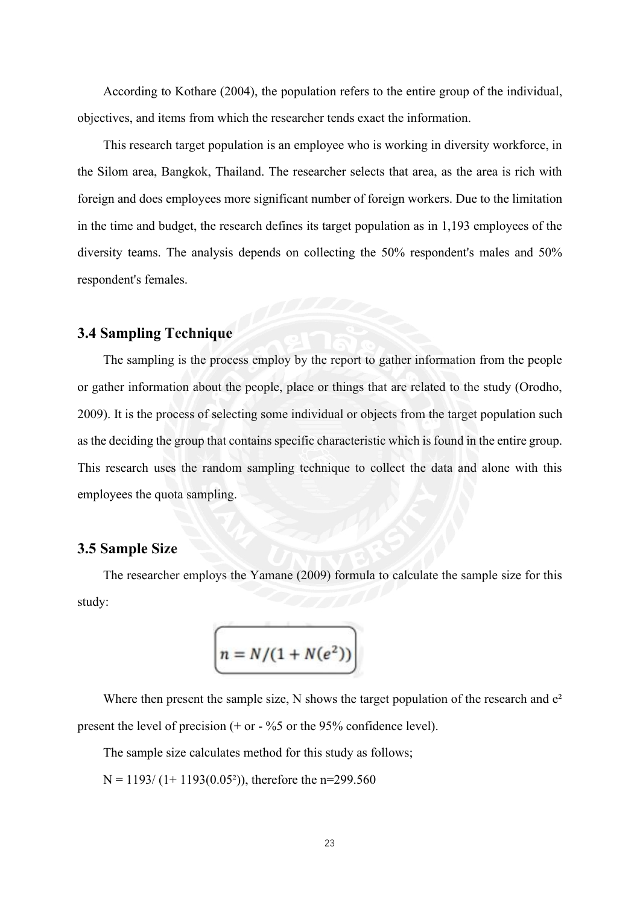According to Kothare (2004), the population refers to the entire group of the individual, objectives, and items from which the researcher tends exact the information.

This research target population is an employee who is working in diversity workforce, in the Silom area, Bangkok, Thailand. The researcher selects that area, as the area is rich with foreign and does employees more significant number of foreign workers. Due to the limitation in the time and budget, the research defines its target population as in 1,193 employees of the diversity teams. The analysis depends on collecting the 50% respondent's males and 50% respondent's females.

### 3.4 Sampling Technique

The sampling is the process employ by the report to gather information from the people or gather information about the people, place or things that are related to the study (Orodho, 2009). It is the process of selecting some individual or objects from the target population such as the deciding the group that contains specific characteristic which is found in the entire group. This research uses the random sampling technique to collect the data and alone with this employees the quota sampling.

### 3.5 Sample Size

The researcher employs the Yamane (2009) formula to calculate the sample size for this study:

$$n = N/(1 + N(e^2))$$

Where then present the sample size, N shows the target population of the research and $e^2$ present the level of precision (+ or - %5 or the 95% confidence level).

The sample size calculates method for this study as follows;

$N = 1193/ (1+ 1193(0.05^2))$, therefore the $n=299.560$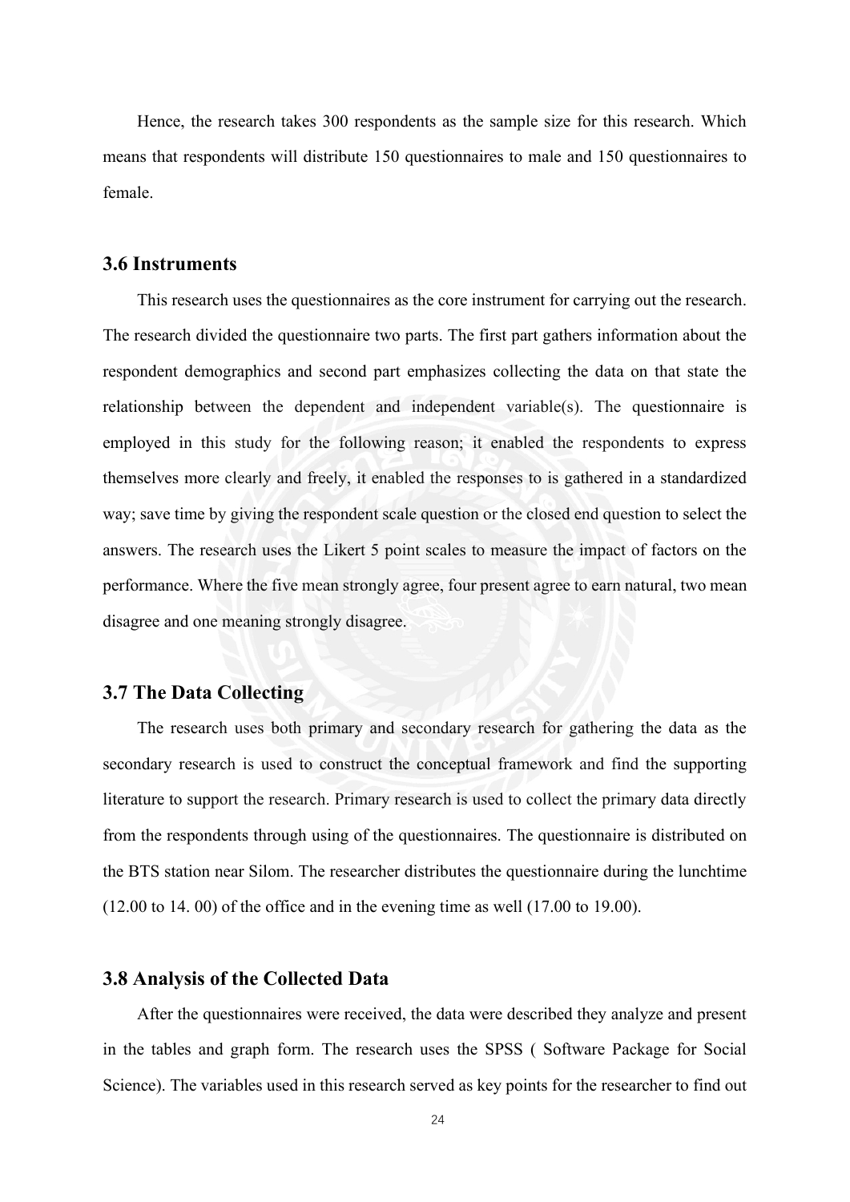Hence, the research takes 300 respondents as the sample size for this research. Which means that respondents will distribute 150 questionnaires to male and 150 questionnaires to female.

## 3.6 Instruments

This research uses the questionnaires as the core instrument for carrying out the research. The research divided the questionnaire two parts. The first part gathers information about the respondent demographics and second part emphasizes collecting the data on that state the relationship between the dependent and independent variable(s). The questionnaire is employed in this study for the following reason; it enabled the respondents to express themselves more clearly and freely, it enabled the responses to is gathered in a standardized way; save time by giving the respondent scale question or the closed end question to select the answers. The research uses the Likert 5 point scales to measure the impact of factors on the performance. Where the five mean strongly agree, four present agree to earn natural, two mean disagree and one meaning strongly disagree.

## 3.7 The Data Collecting

The research uses both primary and secondary research for gathering the data as the secondary research is used to construct the conceptual framework and find the supporting literature to support the research. Primary research is used to collect the primary data directly from the respondents through using of the questionnaires. The questionnaire is distributed on the BTS station near Silom. The researcher distributes the questionnaire during the lunchtime (12.00 to 14. 00) of the office and in the evening time as well (17.00 to 19.00).

## 3.8 Analysis of the Collected Data

After the questionnaires were received, the data were described they analyze and present in the tables and graph form. The research uses the SPSS ( Software Package for Social Science). The variables used in this research served as key points for the researcher to find out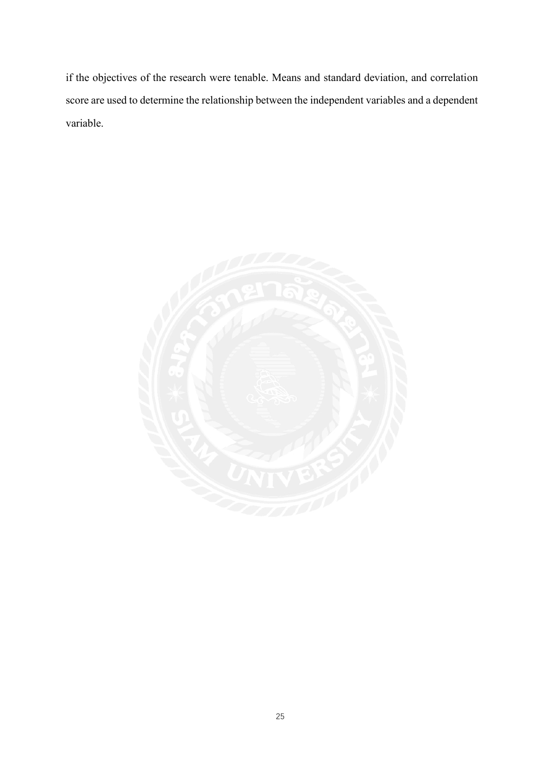if the objectives of the research were tenable. Means and standard deviation, and correlation score are used to determine the relationship between the independent variables and a dependent variable.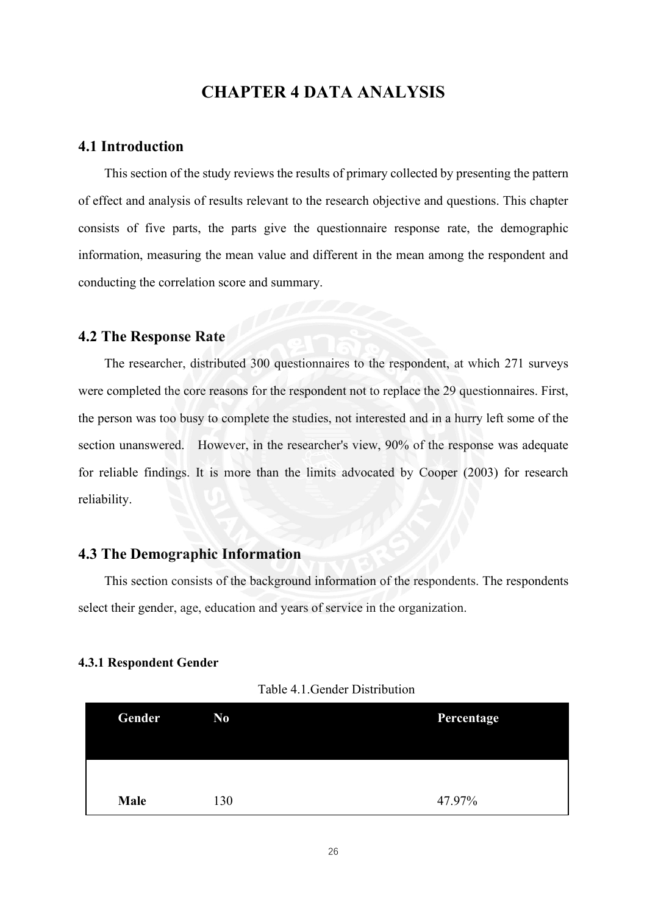# CHAPTER 4 DATA ANALYSIS

## 4.1 Introduction

This section of the study reviews the results of primary collected by presenting the pattern of effect and analysis of results relevant to the research objective and questions. This chapter consists of five parts, the parts give the questionnaire response rate, the demographic information, measuring the mean value and different in the mean among the respondent and conducting the correlation score and summary.

## 4.2 The Response Rate

The researcher, distributed 300 questionnaires to the respondent, at which 271 surveys were completed the core reasons for the respondent not to replace the 29 questionnaires. First, the person was too busy to complete the studies, not interested and in a hurry left some of the section unanswered. However, in the researcher's view, 90% of the response was adequate for reliable findings. It is more than the limits advocated by Cooper (2003) for research reliability.

## 4.3 The Demographic Information

This section consists of the background information of the respondents. The respondents select their gender, age, education and years of service in the organization.

#### 4.3.1 Respondent Gender

Table 4.1.Gender Distribution

| Gender | No | Percentage |
|---|---|---|
| **Male** | 130 | 47.97% |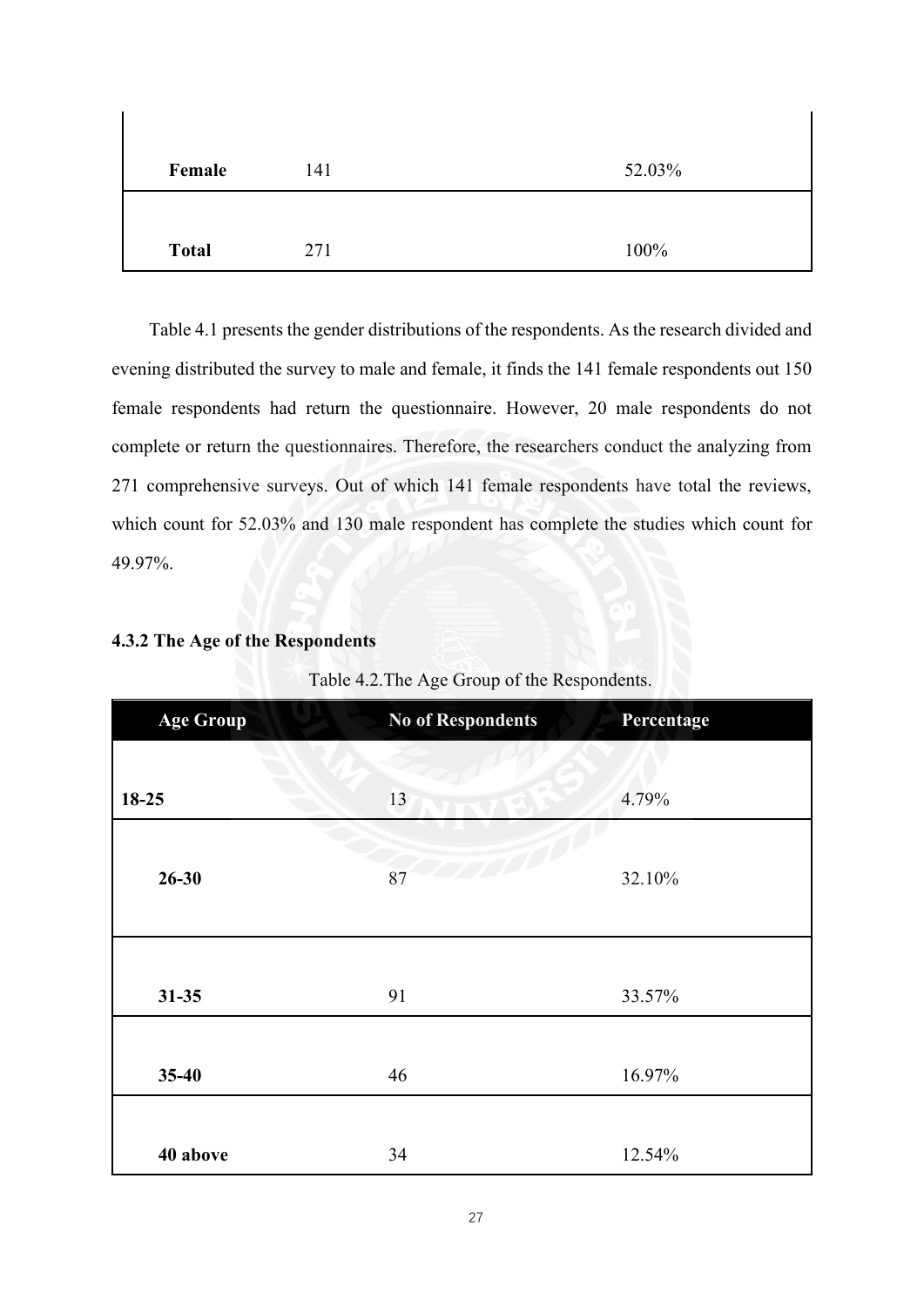| | | |
|---|---|---|
| **Female** | 141 | 52.03% |
| **Total** | 271 | 100% |

Table 4.1 presents the gender distributions of the respondents. As the research divided and evening distributed the survey to male and female, it finds the 141 female respondents out 150 female respondents had return the questionnaire. However, 20 male respondents do not complete or return the questionnaires. Therefore, the researchers conduct the analyzing from 271 comprehensive surveys. Out of which 141 female respondents have total the reviews, which count for 52.03% and 130 male respondent has complete the studies which count for 49.97%.

### 4.3.2 The Age of the Respondents

Table 4.2.The Age Group of the Respondents.

| Age Group | No of Respondents | Percentage |
|---|---|---|
| **18-25** | 13 | 4.79% |
| **26-30** | 87 | 32.10% |
| **31-35** | 91 | 33.57% |
| **35-40** | 46 | 16.97% |
| **40 above** | 34 | 12.54% |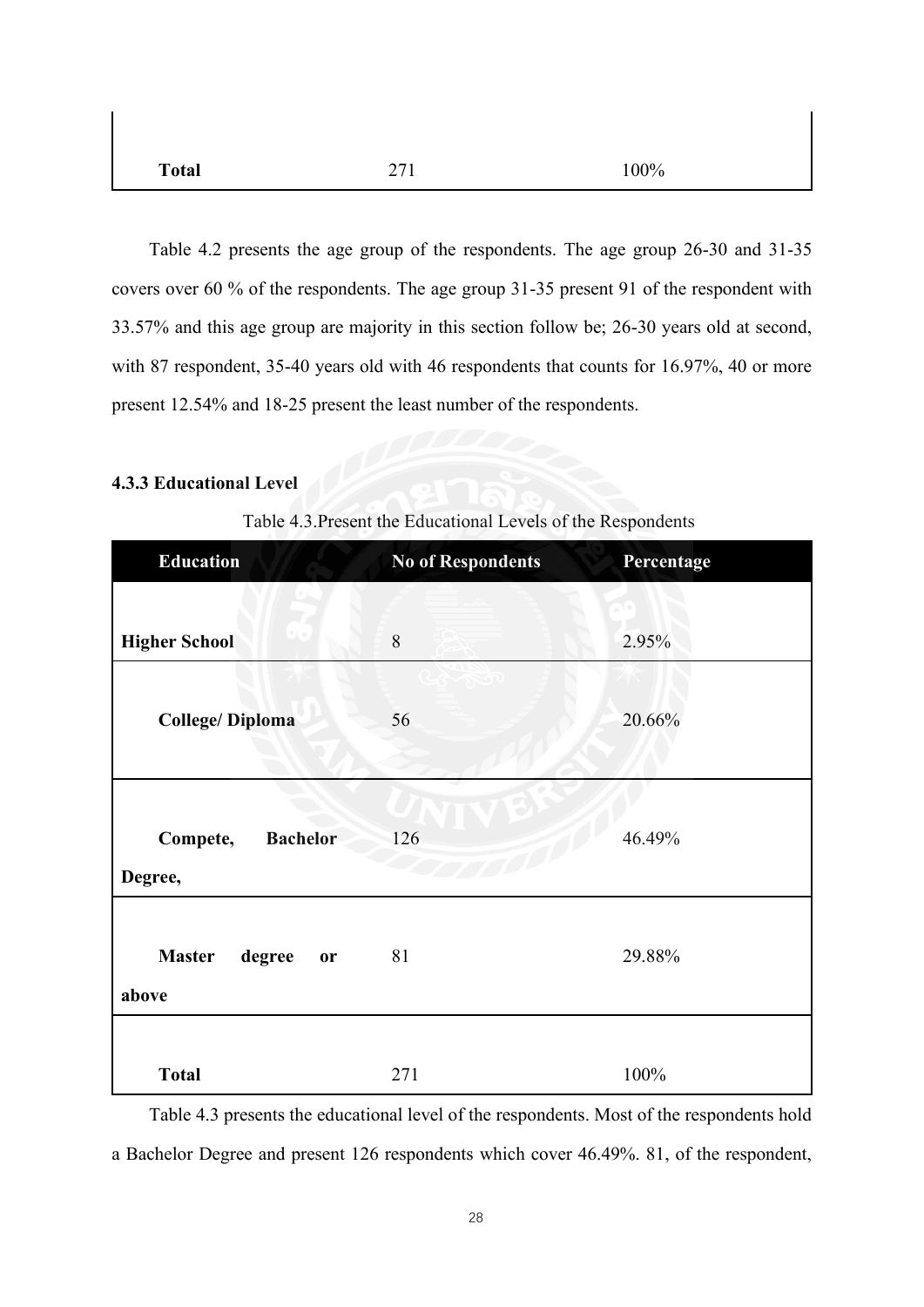| | | |
|---|---|---|
| **Total** | 271 | 100% |

Table 4.2 presents the age group of the respondents. The age group 26-30 and 31-35 covers over 60 % of the respondents. The age group 31-35 present 91 of the respondent with 33.57% and this age group are majority in this section follow be; 26-30 years old at second, with 87 respondent, 35-40 years old with 46 respondents that counts for 16.97%, 40 or more present 12.54% and 18-25 present the least number of the respondents.

#### 4.3.3 Educational Level

Table 4.3.Present the Educational Levels of the Respondents

| Education | No of Respondents | Percentage |
|---|---|---|
| **Higher School** | 8 | 2.95% |
| **College/ Diploma** | 56 | 20.66% |
| **Compete, Bachelor Degree,** | 126 | 46.49% |
| **Master degree or above** | 81 | 29.88% |
| **Total** | 271 | 100% |

Table 4.3 presents the educational level of the respondents. Most of the respondents hold a Bachelor Degree and present 126 respondents which cover 46.49%. 81, of the respondent,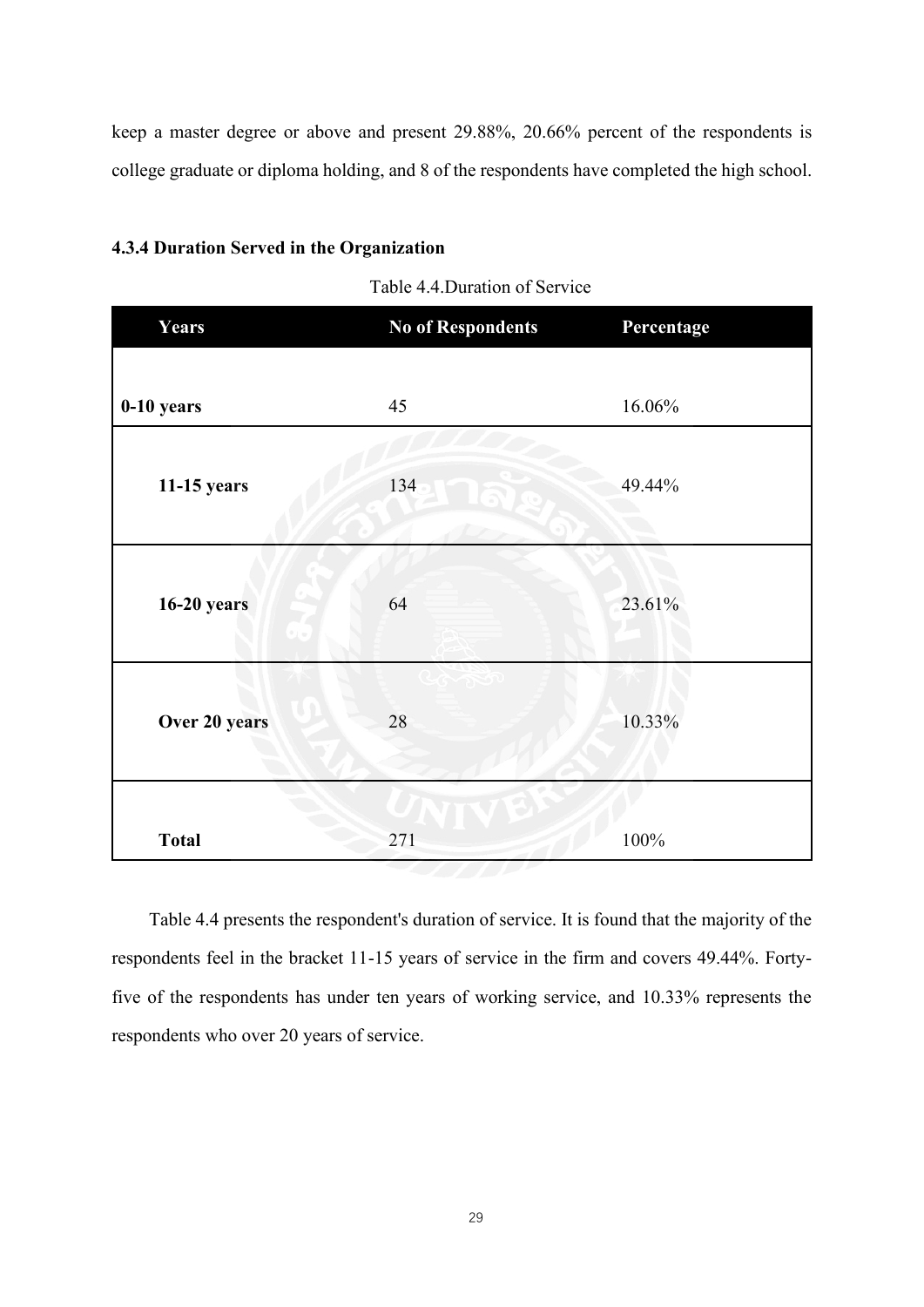keep a master degree or above and present 29.88%, 20.66% percent of the respondents is college graduate or diploma holding, and 8 of the respondents have completed the high school.

#### 4.3.4 Duration Served in the Organization

Table 4.4.Duration of Service

| Years | No of Respondents | Percentage |
|---|---|---|
| **0-10 years** | 45 | 16.06% |
| **11-15 years** | 134 | 49.44% |
| **16-20 years** | 64 | 23.61% |
| **Over 20 years** | 28 | 10.33% |
| **Total** | 271 | 100% |

Table 4.4 presents the respondent's duration of service. It is found that the majority of the respondents feel in the bracket 11-15 years of service in the firm and covers 49.44%. Forty-five of the respondents has under ten years of working service, and 10.33% represents the respondents who over 20 years of service.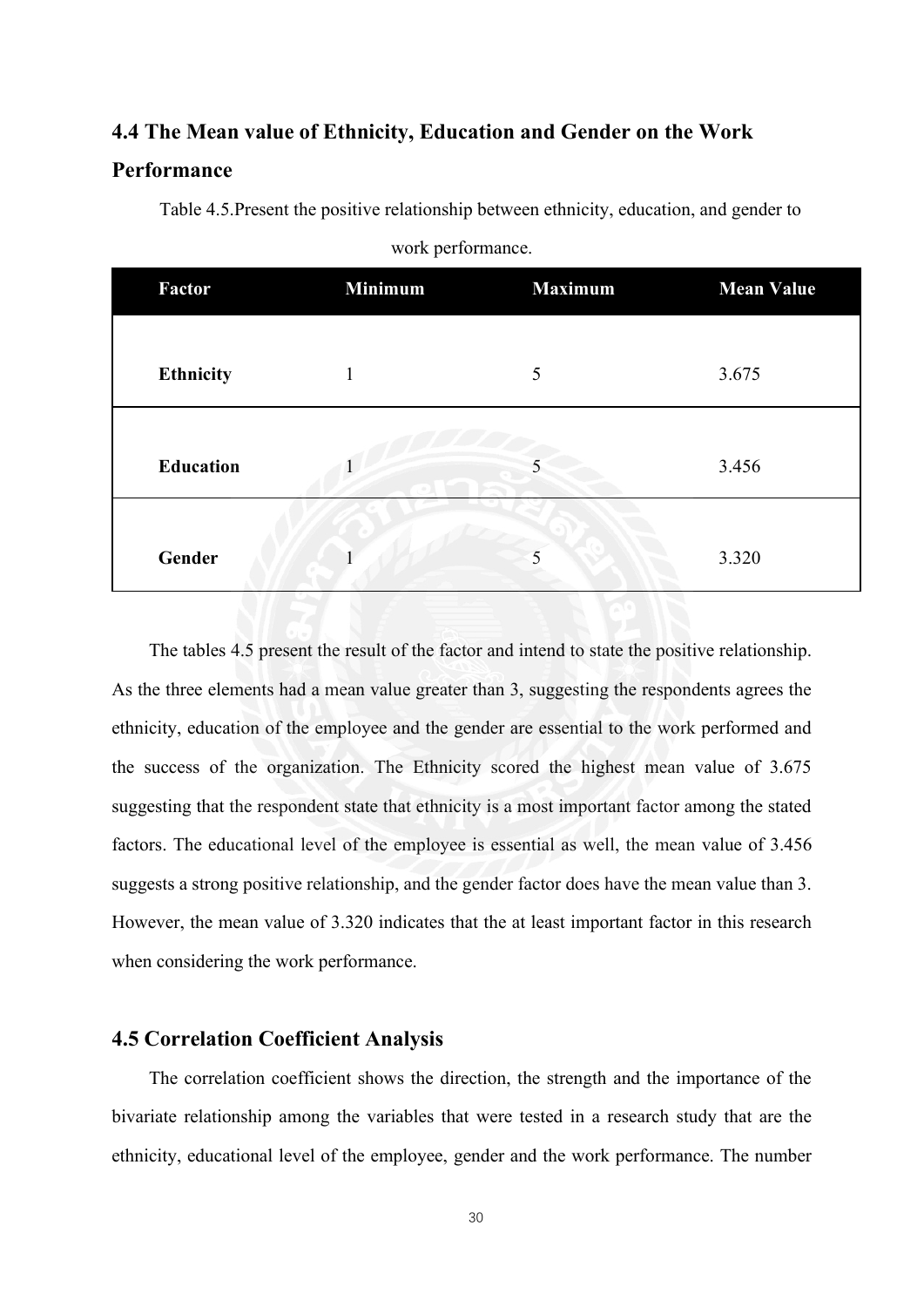## 4.4 The Mean value of Ethnicity, Education and Gender on the Work Performance

Table 4.5.Present the positive relationship between ethnicity, education, and gender to work performance.

| Factor | Minimum | Maximum | Mean Value |
|---|---|---|---|
| **Ethnicity** | 1 | 5 | 3.675 |
| **Education** | 1 | 5 | 3.456 |
| **Gender** | 1 | 5 | 3.320 |

The tables 4.5 present the result of the factor and intend to state the positive relationship. As the three elements had a mean value greater than 3, suggesting the respondents agrees the ethnicity, education of the employee and the gender are essential to the work performed and the success of the organization. The Ethnicity scored the highest mean value of 3.675 suggesting that the respondent state that ethnicity is a most important factor among the stated factors. The educational level of the employee is essential as well, the mean value of 3.456 suggests a strong positive relationship, and the gender factor does have the mean value than 3. However, the mean value of 3.320 indicates that the at least important factor in this research when considering the work performance.

## 4.5 Correlation Coefficient Analysis

The correlation coefficient shows the direction, the strength and the importance of the bivariate relationship among the variables that were tested in a research study that are the ethnicity, educational level of the employee, gender and the work performance. The number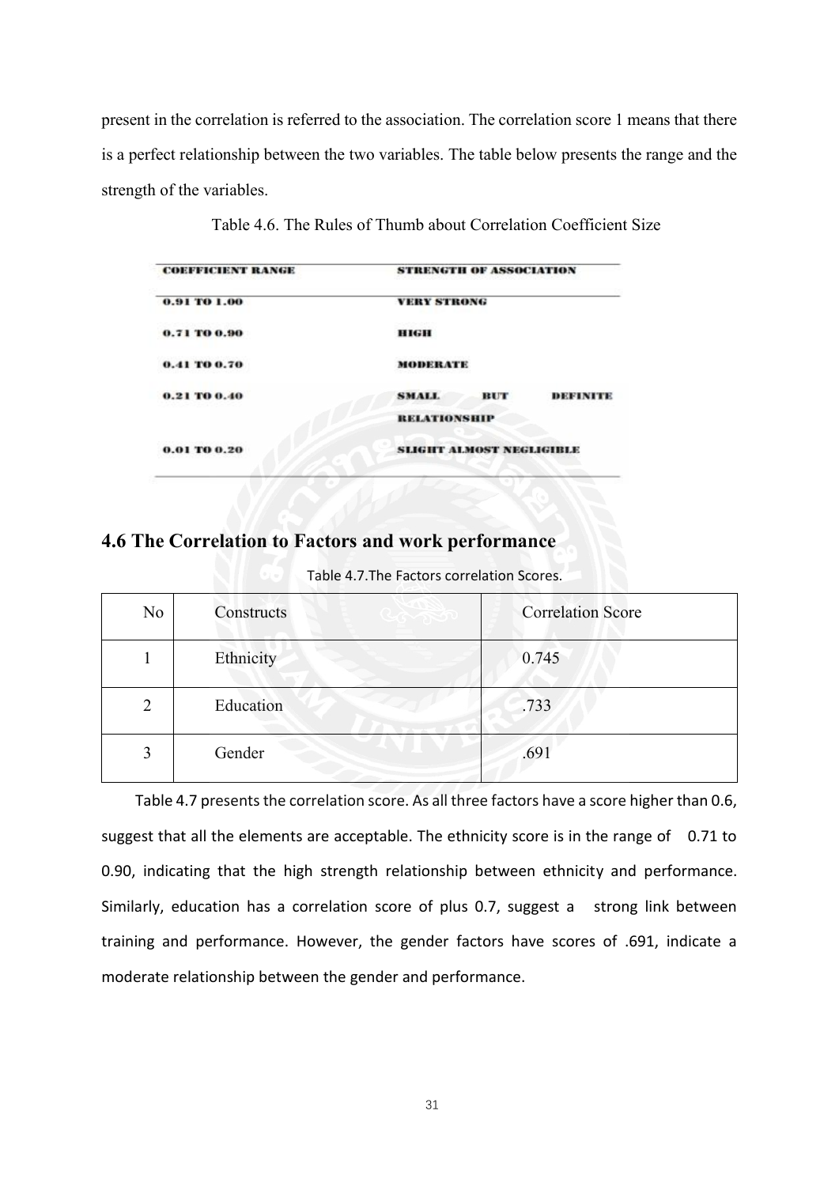present in the correlation is referred to the association. The correlation score 1 means that there is a perfect relationship between the two variables. The table below presents the range and the strength of the variables.

Table 4.6. The Rules of Thumb about Correlation Coefficient Size

| COEFFICIENT RANGE | STRENGTH OF ASSOCIATION |
|---|---|
| 0.91 TO 1.00 | VERY STRONG |
| 0.71 TO 0.90 | HIGH |
| 0.41 TO 0.70 | MODERATE |
| 0.21 TO 0.40 | SMALL BUT DEFINITE RELATIONSHIP |
| 0.01 TO 0.20 | SLIGHT ALMOST NEGLIGIBLE |

## 4.6 The Correlation to Factors and work performance

Table 4.7.The Factors correlation Scores.

| No | Constructs | Correlation Score |
|---|---|---|
| 1 | Ethnicity | 0.745 |
| 2 | Education | .733 |
| 3 | Gender | .691 |

Table 4.7 presents the correlation score. As all three factors have a score higher than 0.6, suggest that all the elements are acceptable. The ethnicity score is in the range of 0.71 to 0.90, indicating that the high strength relationship between ethnicity and performance. Similarly, education has a correlation score of plus 0.7, suggest a strong link between training and performance. However, the gender factors have scores of .691, indicate a moderate relationship between the gender and performance.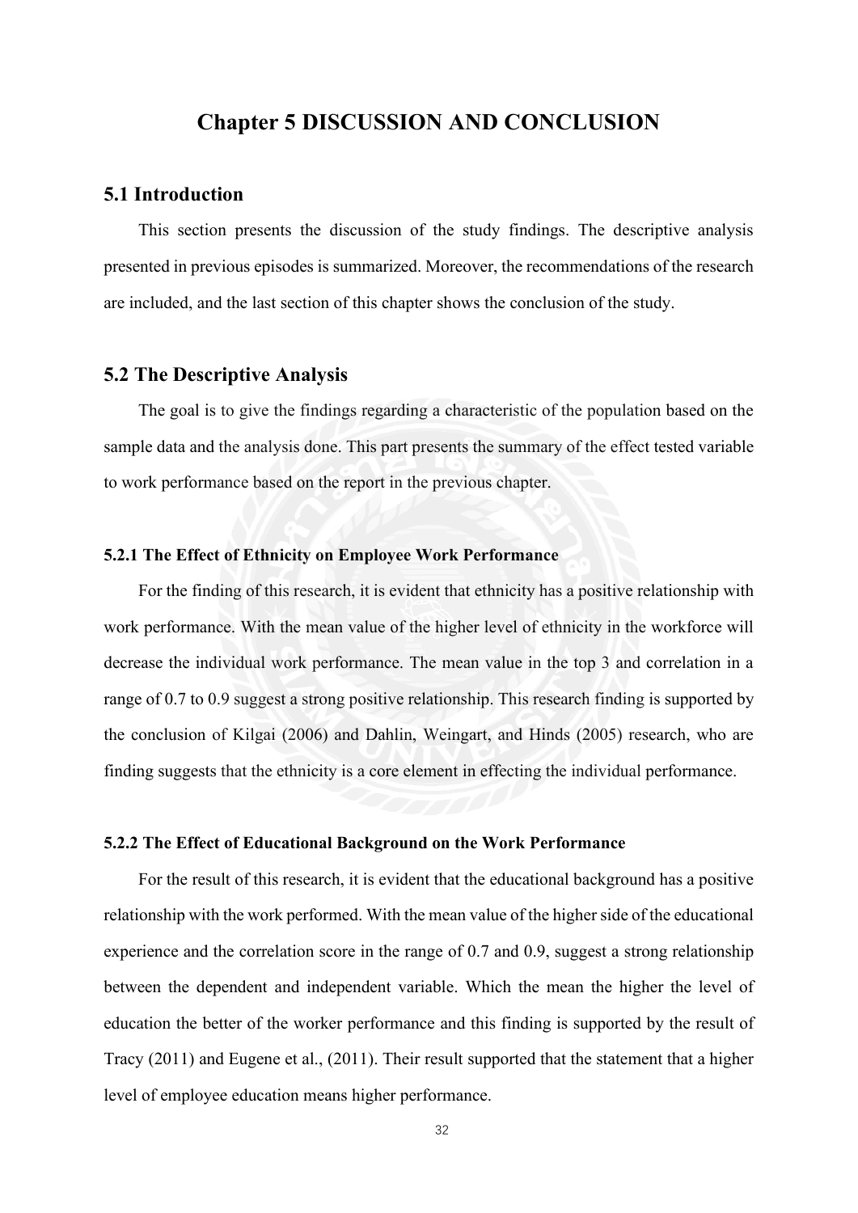# Chapter 5 DISCUSSION AND CONCLUSION

## 5.1 Introduction

This section presents the discussion of the study findings. The descriptive analysis presented in previous episodes is summarized. Moreover, the recommendations of the research are included, and the last section of this chapter shows the conclusion of the study.

## 5.2 The Descriptive Analysis

The goal is to give the findings regarding a characteristic of the population based on the sample data and the analysis done. This part presents the summary of the effect tested variable to work performance based on the report in the previous chapter.

### 5.2.1 The Effect of Ethnicity on Employee Work Performance

For the finding of this research, it is evident that ethnicity has a positive relationship with work performance. With the mean value of the higher level of ethnicity in the workforce will decrease the individual work performance. The mean value in the top 3 and correlation in a range of 0.7 to 0.9 suggest a strong positive relationship. This research finding is supported by the conclusion of Kilgai (2006) and Dahlin, Weingart, and Hinds (2005) research, who are finding suggests that the ethnicity is a core element in effecting the individual performance.

### 5.2.2 The Effect of Educational Background on the Work Performance

For the result of this research, it is evident that the educational background has a positive relationship with the work performed. With the mean value of the higher side of the educational experience and the correlation score in the range of 0.7 and 0.9, suggest a strong relationship between the dependent and independent variable. Which the mean the higher the level of education the better of the worker performance and this finding is supported by the result of Tracy (2011) and Eugene et al., (2011). Their result supported that the statement that a higher level of employee education means higher performance.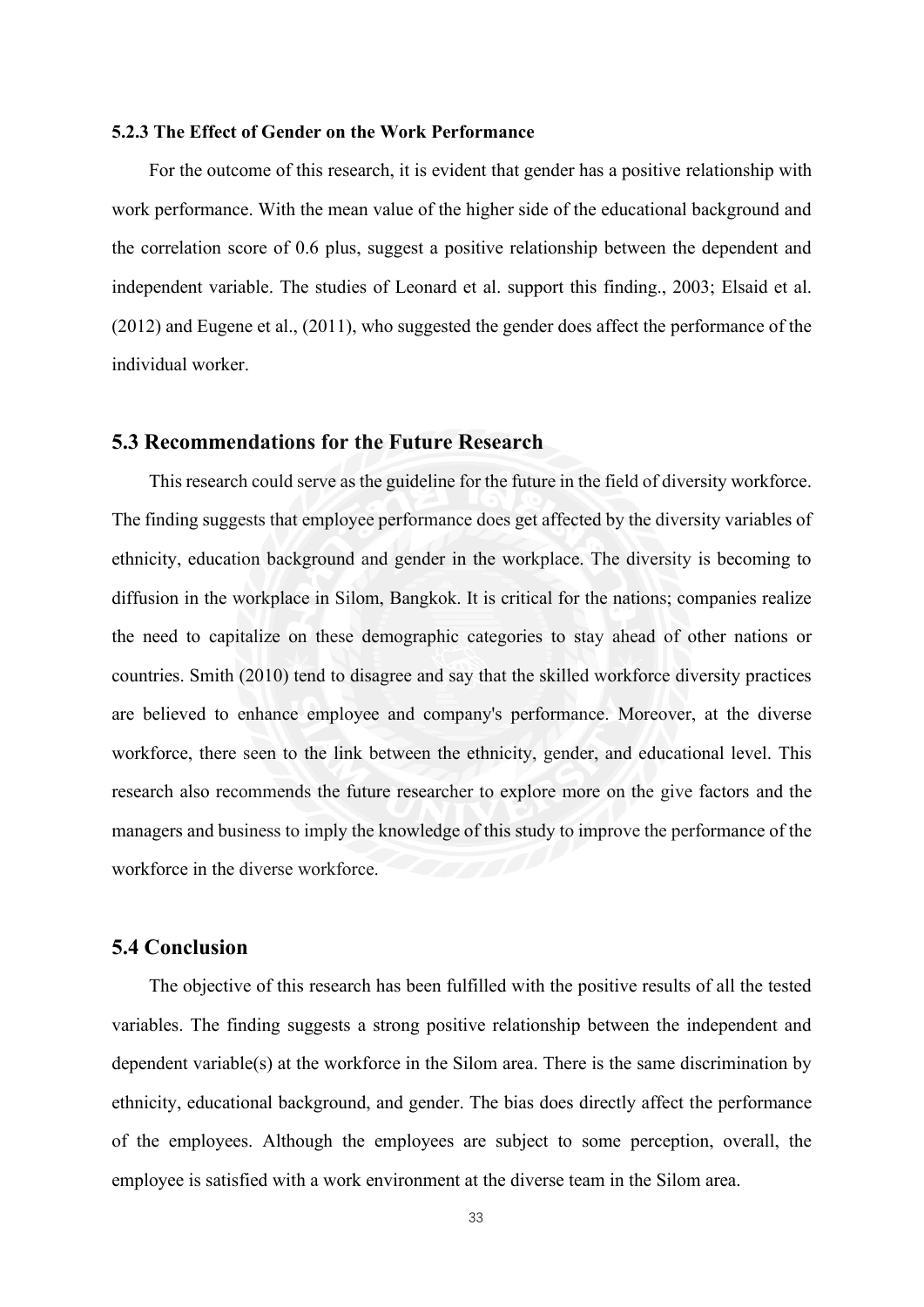### 5.2.3 The Effect of Gender on the Work Performance

For the outcome of this research, it is evident that gender has a positive relationship with work performance. With the mean value of the higher side of the educational background and the correlation score of 0.6 plus, suggest a positive relationship between the dependent and independent variable. The studies of Leonard et al. support this finding., 2003; Elsaid et al. (2012) and Eugene et al., (2011), who suggested the gender does affect the performance of the individual worker.

## 5.3 Recommendations for the Future Research

This research could serve as the guideline for the future in the field of diversity workforce. The finding suggests that employee performance does get affected by the diversity variables of ethnicity, education background and gender in the workplace. The diversity is becoming to diffusion in the workplace in Silom, Bangkok. It is critical for the nations; companies realize the need to capitalize on these demographic categories to stay ahead of other nations or countries. Smith (2010) tend to disagree and say that the skilled workforce diversity practices are believed to enhance employee and company's performance. Moreover, at the diverse workforce, there seen to the link between the ethnicity, gender, and educational level. This research also recommends the future researcher to explore more on the give factors and the managers and business to imply the knowledge of this study to improve the performance of the workforce in the diverse workforce.

## 5.4 Conclusion

The objective of this research has been fulfilled with the positive results of all the tested variables. The finding suggests a strong positive relationship between the independent and dependent variable(s) at the workforce in the Silom area. There is the same discrimination by ethnicity, educational background, and gender. The bias does directly affect the performance of the employees. Although the employees are subject to some perception, overall, the employee is satisfied with a work environment at the diverse team in the Silom area.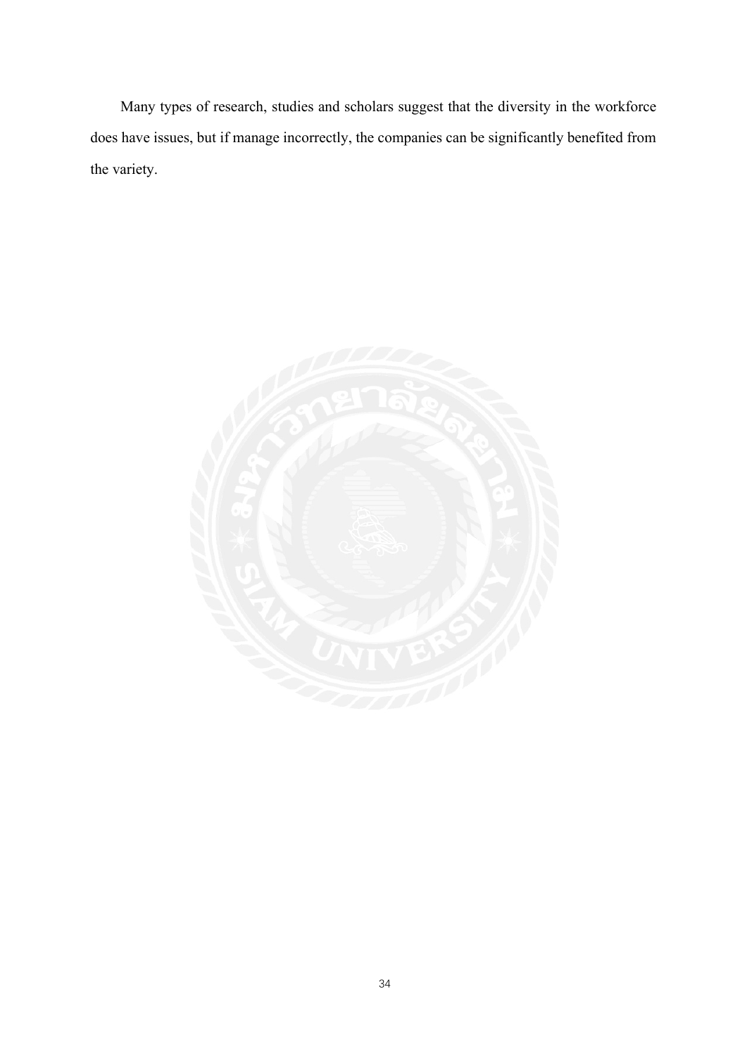Many types of research, studies and scholars suggest that the diversity in the workforce does have issues, but if manage incorrectly, the companies can be significantly benefited from the variety.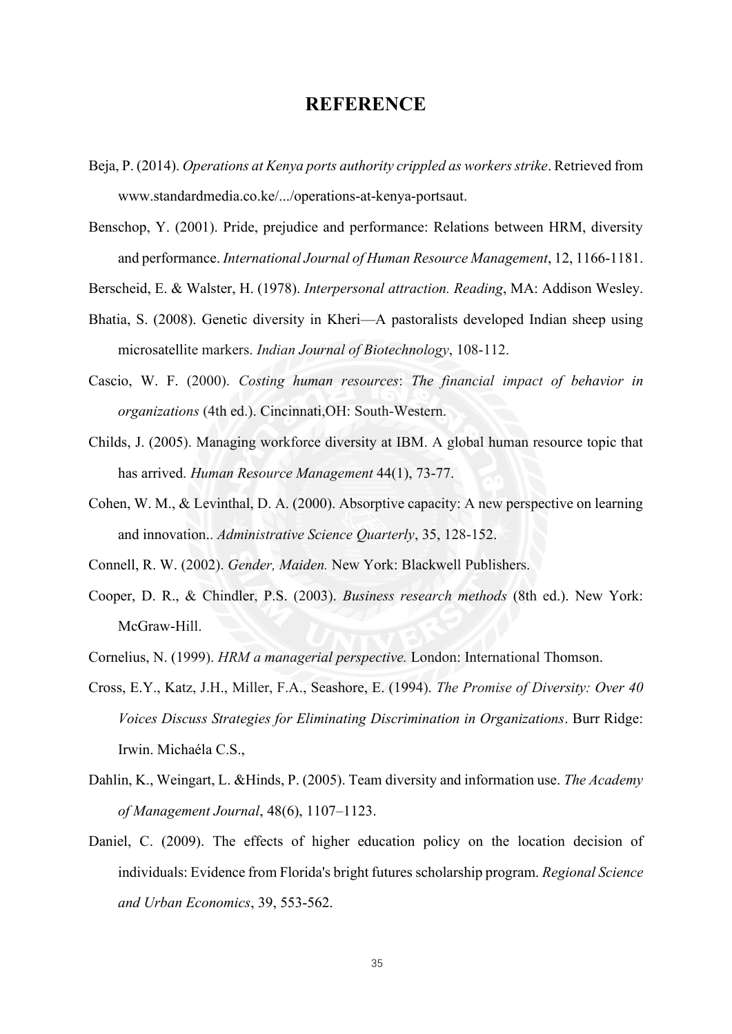# REFERENCE

Beja, P. (2014). *Operations at Kenya ports authority crippled as workers strike*. Retrieved from www.standardmedia.co.ke/.../operations-at-kenya-portsaut.

Benschop, Y. (2001). Pride, prejudice and performance: Relations between HRM, diversity and performance. *International Journal of Human Resource Management*, 12, 1166-1181.

Berscheid, E. & Walster, H. (1978). *Interpersonal attraction. Reading*, MA: Addison Wesley.

Bhatia, S. (2008). Genetic diversity in Kheri—A pastoralists developed Indian sheep using microsatellite markers. *Indian Journal of Biotechnology*, 108-112.

Cascio, W. F. (2000). *Costing human resources*: *The financial impact of behavior in organizations* (4th ed.). Cincinnati,OH: South-Western.

Childs, J. (2005). Managing workforce diversity at IBM. A global human resource topic that has arrived. *Human Resource Management* 44(1), 73-77.

Cohen, W. M., & Levinthal, D. A. (2000). Absorptive capacity: A new perspective on learning and innovation.. *Administrative Science Quarterly*, 35, 128-152.

Connell, R. W. (2002). *Gender, Maiden.* New York: Blackwell Publishers.

Cooper, D. R., & Chindler, P.S. (2003). *Business research methods* (8th ed.). New York: McGraw-Hill.

Cornelius, N. (1999). *HRM a managerial perspective.* London: International Thomson.

Cross, E.Y., Katz, J.H., Miller, F.A., Seashore, E. (1994). *The Promise of Diversity: Over 40 Voices Discuss Strategies for Eliminating Discrimination in Organizations*. Burr Ridge: Irwin. Michaéla C.S.,

Dahlin, K., Weingart, L. &Hinds, P. (2005). Team diversity and information use. *The Academy of Management Journal*, 48(6), 1107–1123.

Daniel, C. (2009). The effects of higher education policy on the location decision of individuals: Evidence from Florida's bright futures scholarship program. *Regional Science and Urban Economics*, 39, 553-562.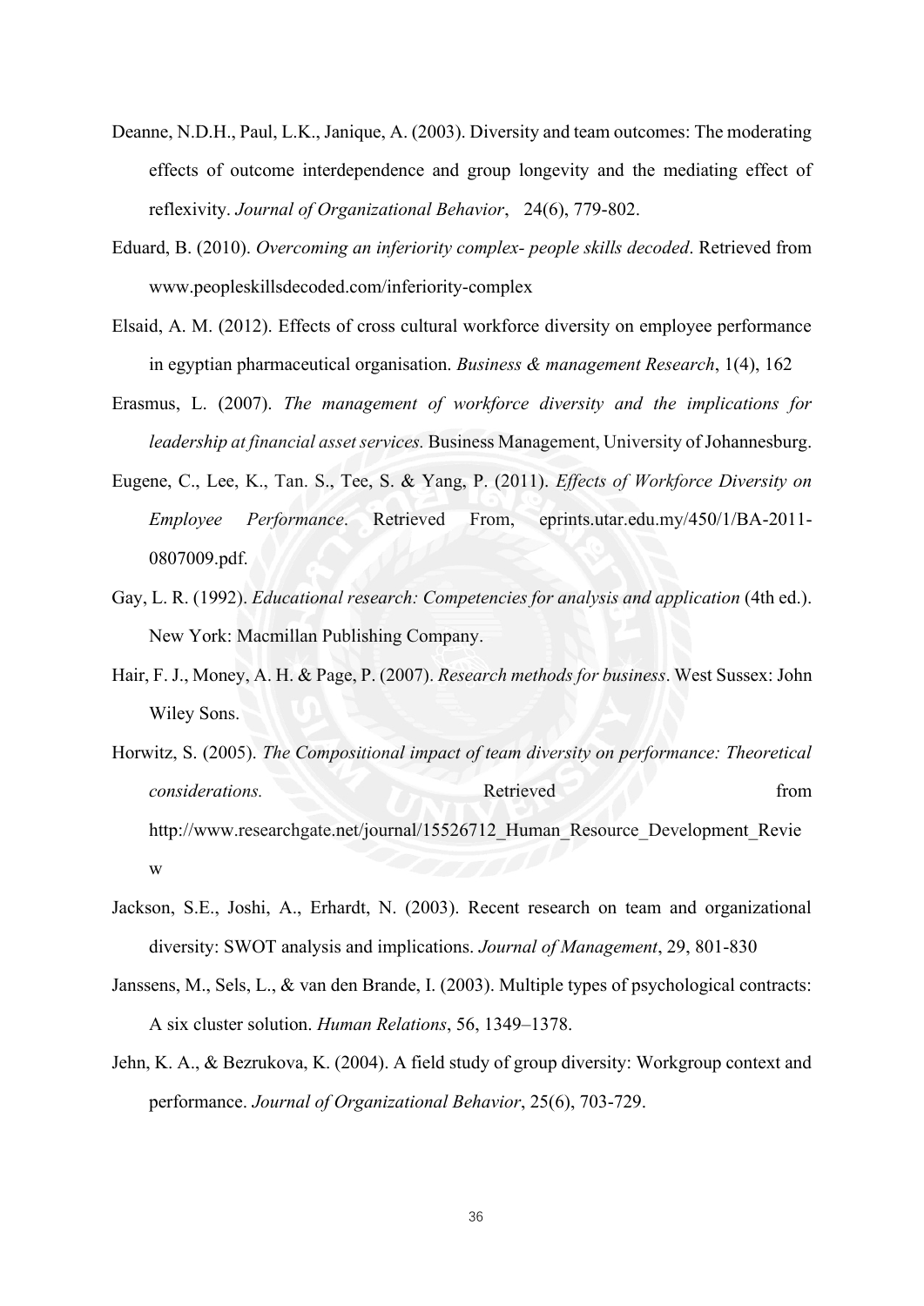Deanne, N.D.H., Paul, L.K., Janique, A. (2003). Diversity and team outcomes: The moderating effects of outcome interdependence and group longevity and the mediating effect of reflexivity. *Journal of Organizational Behavior*, 24(6), 779-802.

Eduard, B. (2010). *Overcoming an inferiority complex- people skills decoded*. Retrieved from www.peopleskillsdecoded.com/inferiority-complex

Elsaid, A. M. (2012). Effects of cross cultural workforce diversity on employee performance in egyptian pharmaceutical organisation. *Business & management Research*, 1(4), 162

Erasmus, L. (2007). *The management of workforce diversity and the implications for leadership at financial asset services.* Business Management, University of Johannesburg.

Eugene, C., Lee, K., Tan. S., Tee, S. & Yang, P. (2011). *Effects of Workforce Diversity on Employee Performance*. Retrieved From, eprints.utar.edu.my/450/1/BA-2011-0807009.pdf.

Gay, L. R. (1992). *Educational research: Competencies for analysis and application* (4th ed.). New York: Macmillan Publishing Company.

Hair, F. J., Money, A. H. & Page, P. (2007). *Research methods for business*. West Sussex: John Wiley Sons.

Horwitz, S. (2005). *The Compositional impact of team diversity on performance: Theoretical considerations.* Retrieved from http://www.researchgate.net/journal/15526712_Human_Resource_Development_Review

Jackson, S.E., Joshi, A., Erhardt, N. (2003). Recent research on team and organizational diversity: SWOT analysis and implications. *Journal of Management*, 29, 801-830

Janssens, M., Sels, L., & van den Brande, I. (2003). Multiple types of psychological contracts: A six cluster solution. *Human Relations*, 56, 1349–1378.

Jehn, K. A., & Bezrukova, K. (2004). A field study of group diversity: Workgroup context and performance. *Journal of Organizational Behavior*, 25(6), 703-729.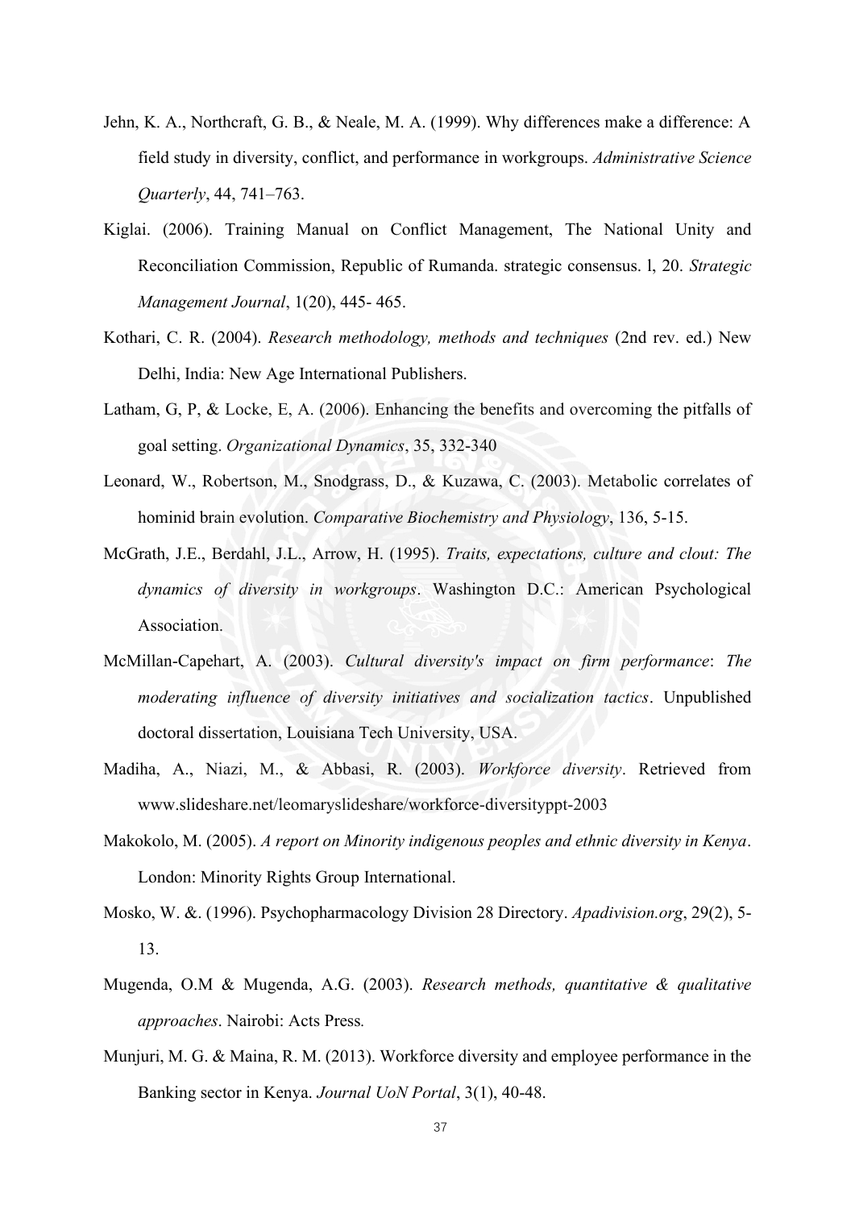Jehn, K. A., Northcraft, G. B., & Neale, M. A. (1999). Why differences make a difference: A field study in diversity, conflict, and performance in workgroups. *Administrative Science Quarterly*, 44, 741–763.

Kiglai. (2006). Training Manual on Conflict Management, The National Unity and Reconciliation Commission, Republic of Rumanda. strategic consensus. l, 20. *Strategic Management Journal*, 1(20), 445- 465.

Kothari, C. R. (2004). *Research methodology, methods and techniques* (2nd rev. ed.) New Delhi, India: New Age International Publishers.

Latham, G, P, & Locke, E, A. (2006). Enhancing the benefits and overcoming the pitfalls of goal setting. *Organizational Dynamics*, 35, 332-340

Leonard, W., Robertson, M., Snodgrass, D., & Kuzawa, C. (2003). Metabolic correlates of hominid brain evolution. *Comparative Biochemistry and Physiology*, 136, 5-15.

McGrath, J.E., Berdahl, J.L., Arrow, H. (1995). *Traits, expectations, culture and clout: The dynamics of diversity in workgroups*. Washington D.C.: American Psychological Association.

McMillan-Capehart, A. (2003). *Cultural diversity's impact on firm performance*: *The moderating influence of diversity initiatives and socialization tactics*. Unpublished doctoral dissertation, Louisiana Tech University, USA.

Madiha, A., Niazi, M., & Abbasi, R. (2003). *Workforce diversity*. Retrieved from www.slideshare.net/leomaryslideshare/workforce-diversityppt-2003

Makokolo, M. (2005). *A report on Minority indigenous peoples and ethnic diversity in Kenya*. London: Minority Rights Group International.

Mosko, W. &. (1996). Psychopharmacology Division 28 Directory. *Apadivision.org*, 29(2), 5-13.

Mugenda, O.M & Mugenda, A.G. (2003). *Research methods, quantitative & qualitative approaches*. Nairobi: Acts Press.

Munjuri, M. G. & Maina, R. M. (2013). Workforce diversity and employee performance in the Banking sector in Kenya. *Journal UoN Portal*, 3(1), 40-48.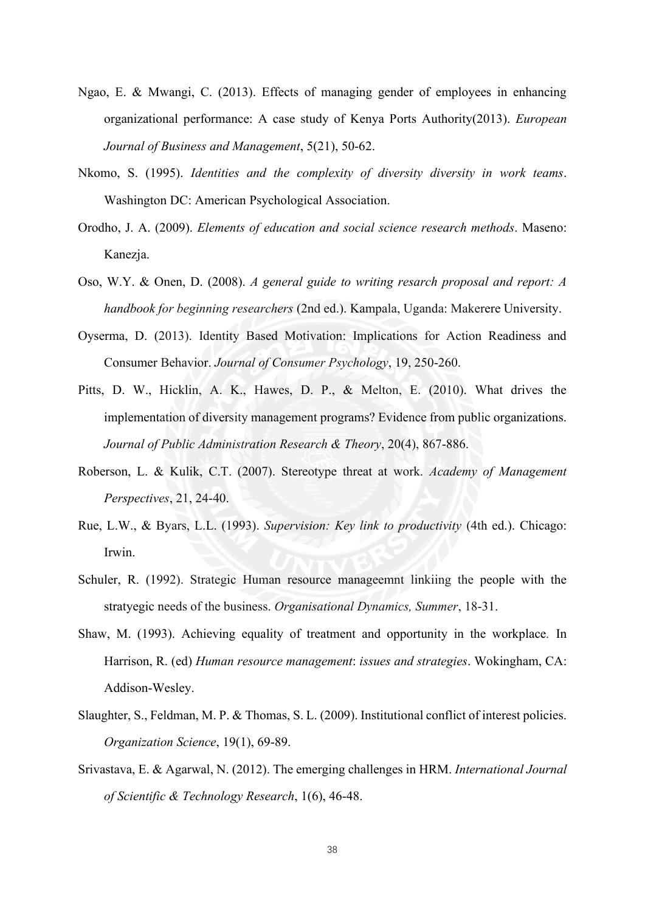Ngao, E. & Mwangi, C. (2013). Effects of managing gender of employees in enhancing organizational performance: A case study of Kenya Ports Authority(2013). *European Journal of Business and Management*, 5(21), 50-62.

Nkomo, S. (1995). *Identities and the complexity of diversity diversity in work teams*. Washington DC: American Psychological Association.

Orodho, J. A. (2009). *Elements of education and social science research methods*. Maseno: Kanezja.

Oso, W.Y. & Onen, D. (2008). *A general guide to writing resarch proposal and report: A handbook for beginning researchers* (2nd ed.). Kampala, Uganda: Makerere University.

Oyserma, D. (2013). Identity Based Motivation: Implications for Action Readiness and Consumer Behavior. *Journal of Consumer Psychology*, 19, 250-260.

Pitts, D. W., Hicklin, A. K., Hawes, D. P., & Melton, E. (2010). What drives the implementation of diversity management programs? Evidence from public organizations. *Journal of Public Administration Research & Theory*, 20(4), 867-886.

Roberson, L. & Kulik, C.T. (2007). Stereotype threat at work. *Academy of Management Perspectives*, 21, 24-40.

Rue, L.W., & Byars, L.L. (1993). *Supervision: Key link to productivity* (4th ed.). Chicago: Irwin.

Schuler, R. (1992). Strategic Human resource manageemnt linkiing the people with the stratyegic needs of the business. *Organisational Dynamics, Summer*, 18-31.

Shaw, M. (1993). Achieving equality of treatment and opportunity in the workplace. In Harrison, R. (ed) *Human resource management*: *issues and strategies*. Wokingham, CA: Addison-Wesley.

Slaughter, S., Feldman, M. P. & Thomas, S. L. (2009). Institutional conflict of interest policies. *Organization Science*, 19(1), 69-89.

Srivastava, E. & Agarwal, N. (2012). The emerging challenges in HRM. *International Journal of Scientific & Technology Research*, 1(6), 46-48.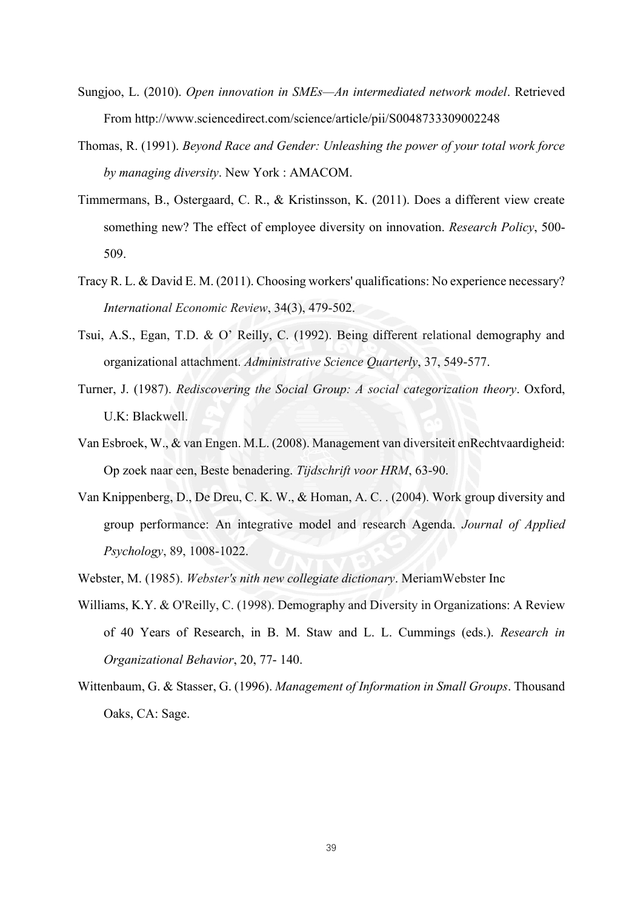Sungjoo, L. (2010). *Open innovation in SMEs—An intermediated network model*. Retrieved From http://www.sciencedirect.com/science/article/pii/S0048733309002248

Thomas, R. (1991). *Beyond Race and Gender: Unleashing the power of your total work force by managing diversity*. New York : AMACOM.

Timmermans, B., Ostergaard, C. R., & Kristinsson, K. (2011). Does a different view create something new? The effect of employee diversity on innovation. *Research Policy*, 500-509.

Tracy R. L. & David E. M. (2011). Choosing workers' qualifications: No experience necessary? *International Economic Review*, 34(3), 479-502.

Tsui, A.S., Egan, T.D. & O' Reilly, C. (1992). Being different relational demography and organizational attachment. *Administrative Science Quarterly*, 37, 549-577.

Turner, J. (1987). *Rediscovering the Social Group: A social categorization theory*. Oxford, U.K: Blackwell.

Van Esbroek, W., & van Engen. M.L. (2008). Management van diversiteit enRechtvaardigheid: Op zoek naar een, Beste benadering. *Tijdschrift voor HRM*, 63-90.

Van Knippenberg, D., De Dreu, C. K. W., & Homan, A. C. . (2004). Work group diversity and group performance: An integrative model and research Agenda. *Journal of Applied Psychology*, 89, 1008-1022.

Webster, M. (1985). *Webster's nith new collegiate dictionary*. MeriamWebster Inc

Williams, K.Y. & O'Reilly, C. (1998). Demography and Diversity in Organizations: A Review of 40 Years of Research, in B. M. Staw and L. L. Cummings (eds.). *Research in Organizational Behavior*, 20, 77- 140.

Wittenbaum, G. & Stasser, G. (1996). *Management of Information in Small Groups*. Thousand Oaks, CA: Sage.